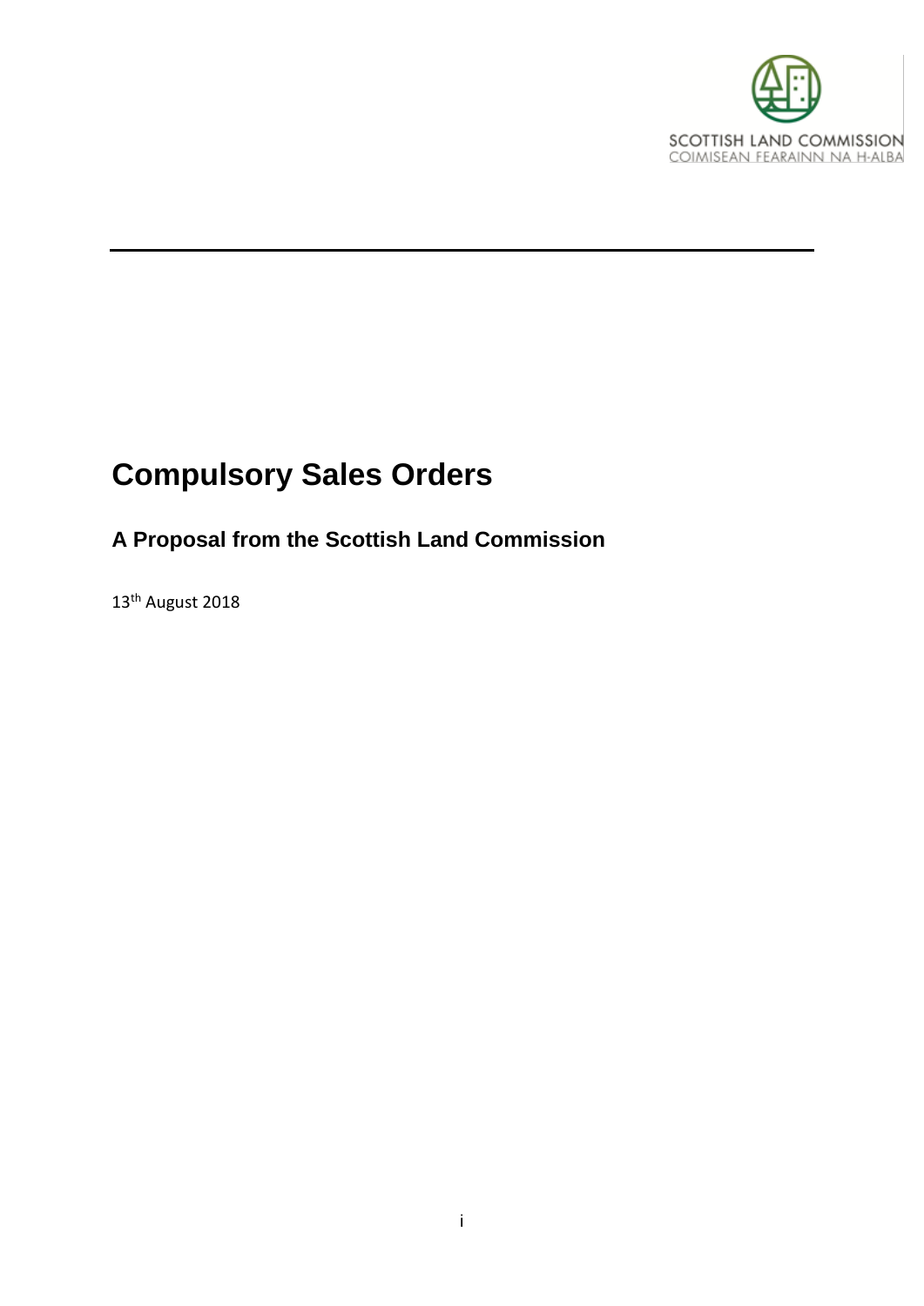SCOTTISH LAND COMMISSION
COIMISEAN FEARAINN NA H-ALBA

# Compulsory Sales Orders

## A Proposal from the Scottish Land Commission

13th August 2018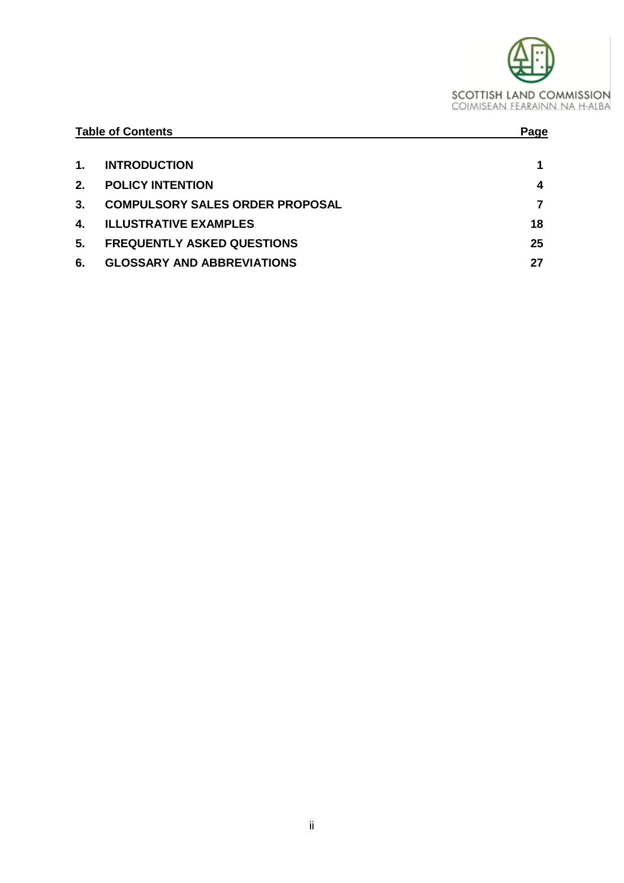SCOTTISH LAND COMMISSION
COIMISEAN FEARAINN NA H-ALBA

| Table of Contents | | Page |
|---|---|---|
| 1. | INTRODUCTION | 1 |
| 2. | POLICY INTENTION | 4 |
| 3. | COMPULSORY SALES ORDER PROPOSAL | 7 |
| 4. | ILLUSTRATIVE EXAMPLES | 18 |
| 5. | FREQUENTLY ASKED QUESTIONS | 25 |
| 6. | GLOSSARY AND ABBREVIATIONS | 27 |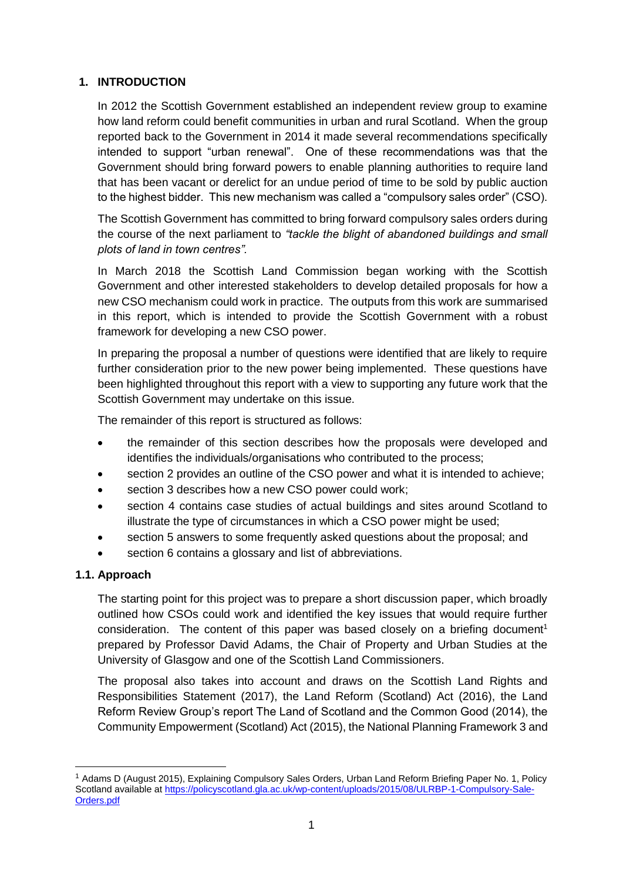## 1. INTRODUCTION

In 2012 the Scottish Government established an independent review group to examine how land reform could benefit communities in urban and rural Scotland. When the group reported back to the Government in 2014 it made several recommendations specifically intended to support "urban renewal". One of these recommendations was that the Government should bring forward powers to enable planning authorities to require land that has been vacant or derelict for an undue period of time to be sold by public auction to the highest bidder. This new mechanism was called a "compulsory sales order" (CSO).

The Scottish Government has committed to bring forward compulsory sales orders during the course of the next parliament to *"tackle the blight of abandoned buildings and small plots of land in town centres".*

In March 2018 the Scottish Land Commission began working with the Scottish Government and other interested stakeholders to develop detailed proposals for how a new CSO mechanism could work in practice. The outputs from this work are summarised in this report, which is intended to provide the Scottish Government with a robust framework for developing a new CSO power.

In preparing the proposal a number of questions were identified that are likely to require further consideration prior to the new power being implemented. These questions have been highlighted throughout this report with a view to supporting any future work that the Scottish Government may undertake on this issue.

The remainder of this report is structured as follows:

- the remainder of this section describes how the proposals were developed and identifies the individuals/organisations who contributed to the process;
- section 2 provides an outline of the CSO power and what it is intended to achieve;
- section 3 describes how a new CSO power could work;
- section 4 contains case studies of actual buildings and sites around Scotland to illustrate the type of circumstances in which a CSO power might be used;
- section 5 answers to some frequently asked questions about the proposal; and
- section 6 contains a glossary and list of abbreviations.

### 1.1. Approach

The starting point for this project was to prepare a short discussion paper, which broadly outlined how CSOs could work and identified the key issues that would require further consideration. The content of this paper was based closely on a briefing document[1] prepared by Professor David Adams, the Chair of Property and Urban Studies at the University of Glasgow and one of the Scottish Land Commissioners.

The proposal also takes into account and draws on the Scottish Land Rights and Responsibilities Statement (2017), the Land Reform (Scotland) Act (2016), the Land Reform Review Group's report The Land of Scotland and the Common Good (2014), the Community Empowerment (Scotland) Act (2015), the National Planning Framework 3 and

---

[1] Adams D (August 2015), Explaining Compulsory Sales Orders, Urban Land Reform Briefing Paper No. 1, Policy Scotland available at https://policyscotland.gla.ac.uk/wp-content/uploads/2015/08/ULRBP-1-Compulsory-Sale-Orders.pdf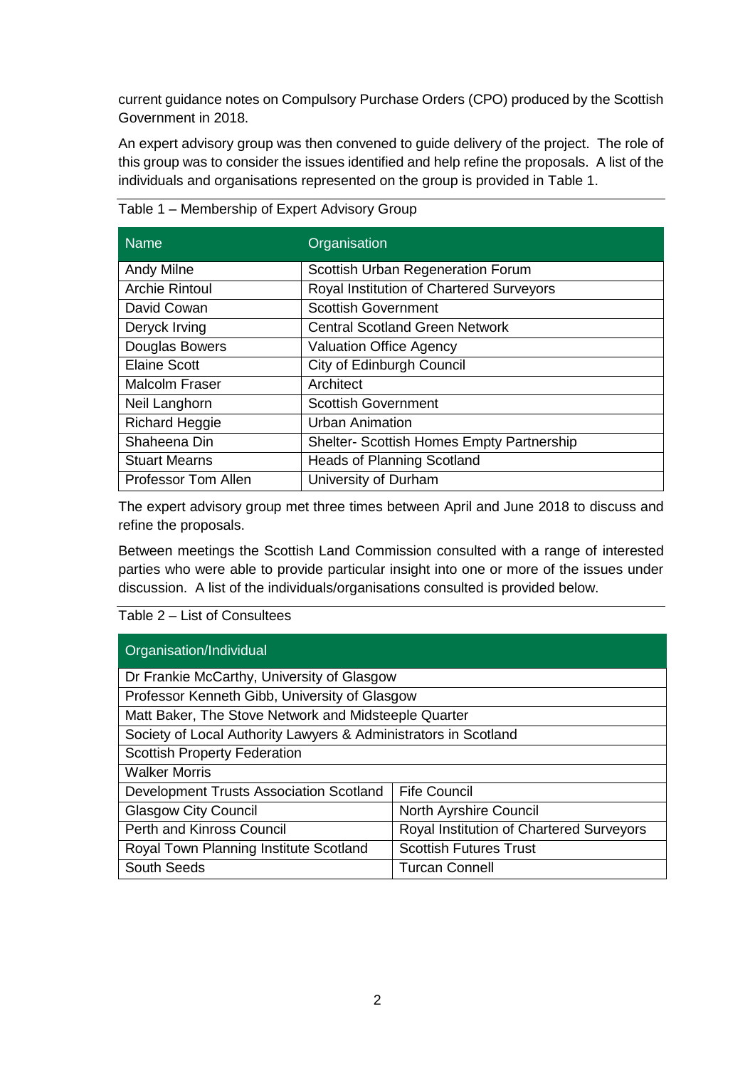current guidance notes on Compulsory Purchase Orders (CPO) produced by the Scottish Government in 2018.

An expert advisory group was then convened to guide delivery of the project. The role of this group was to consider the issues identified and help refine the proposals. A list of the individuals and organisations represented on the group is provided in Table 1.

Table 1 – Membership of Expert Advisory Group

| Name | Organisation |
|---|---|
| Andy Milne | Scottish Urban Regeneration Forum |
| Archie Rintoul | Royal Institution of Chartered Surveyors |
| David Cowan | Scottish Government |
| Deryck Irving | Central Scotland Green Network |
| Douglas Bowers | Valuation Office Agency |
| Elaine Scott | City of Edinburgh Council |
| Malcolm Fraser | Architect |
| Neil Langhorn | Scottish Government |
| Richard Heggie | Urban Animation |
| Shaheena Din | Shelter- Scottish Homes Empty Partnership |
| Stuart Mearns | Heads of Planning Scotland |
| Professor Tom Allen | University of Durham |

The expert advisory group met three times between April and June 2018 to discuss and refine the proposals.

Between meetings the Scottish Land Commission consulted with a range of interested parties who were able to provide particular insight into one or more of the issues under discussion. A list of the individuals/organisations consulted is provided below.

Table 2 – List of Consultees

| Organisation/Individual | |
|---|---|
| Dr Frankie McCarthy, University of Glasgow | |
| Professor Kenneth Gibb, University of Glasgow | |
| Matt Baker, The Stove Network and Midsteeple Quarter | |
| Society of Local Authority Lawyers & Administrators in Scotland | |
| Scottish Property Federation | |
| Walker Morris | |
| Development Trusts Association Scotland | Fife Council |
| Glasgow City Council | North Ayrshire Council |
| Perth and Kinross Council | Royal Institution of Chartered Surveyors |
| Royal Town Planning Institute Scotland | Scottish Futures Trust |
| South Seeds | Turcan Connell |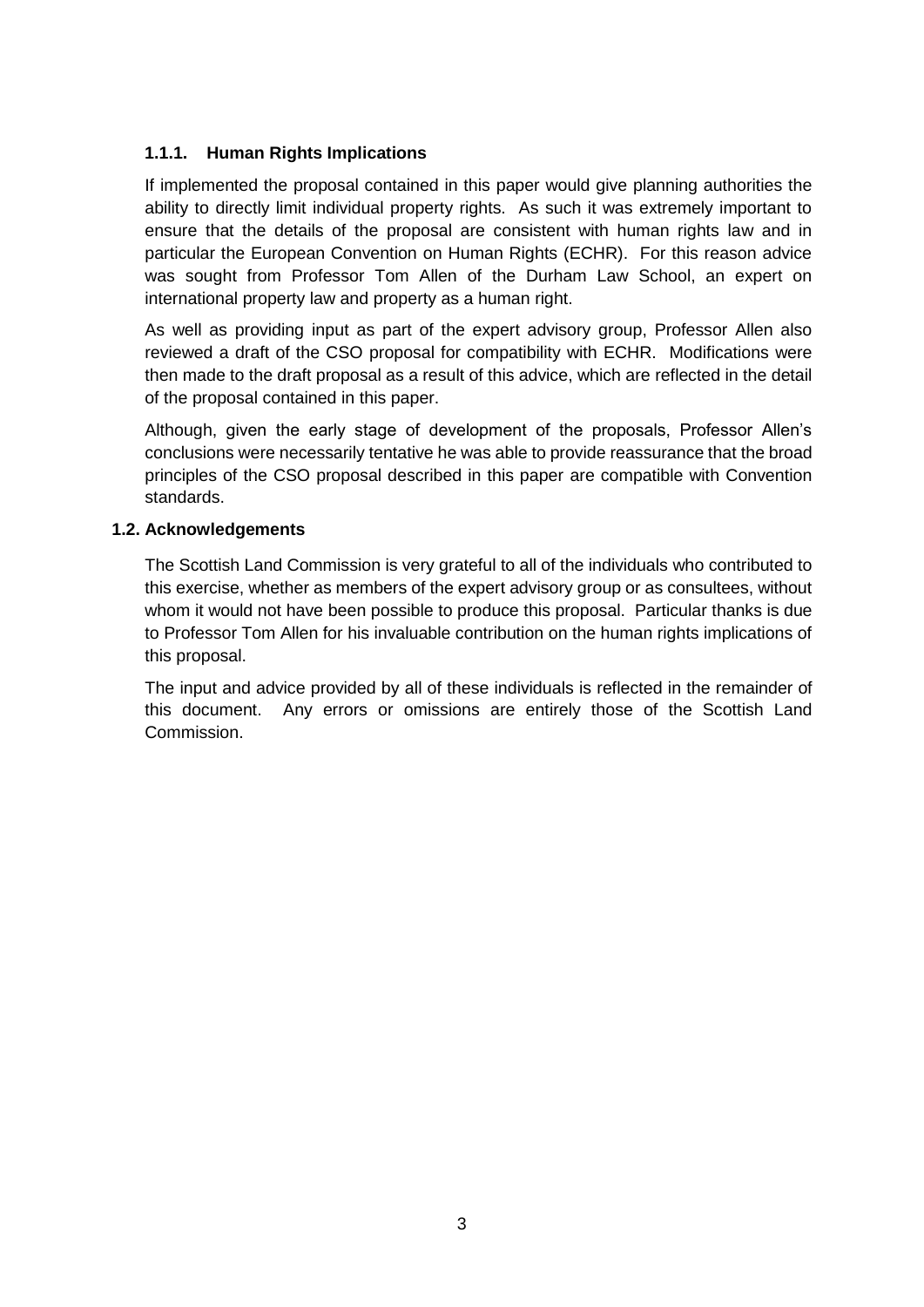### 1.1.1. Human Rights Implications

If implemented the proposal contained in this paper would give planning authorities the ability to directly limit individual property rights. As such it was extremely important to ensure that the details of the proposal are consistent with human rights law and in particular the European Convention on Human Rights (ECHR). For this reason advice was sought from Professor Tom Allen of the Durham Law School, an expert on international property law and property as a human right.

As well as providing input as part of the expert advisory group, Professor Allen also reviewed a draft of the CSO proposal for compatibility with ECHR. Modifications were then made to the draft proposal as a result of this advice, which are reflected in the detail of the proposal contained in this paper.

Although, given the early stage of development of the proposals, Professor Allen's conclusions were necessarily tentative he was able to provide reassurance that the broad principles of the CSO proposal described in this paper are compatible with Convention standards.

## 1.2. Acknowledgements

The Scottish Land Commission is very grateful to all of the individuals who contributed to this exercise, whether as members of the expert advisory group or as consultees, without whom it would not have been possible to produce this proposal. Particular thanks is due to Professor Tom Allen for his invaluable contribution on the human rights implications of this proposal.

The input and advice provided by all of these individuals is reflected in the remainder of this document. Any errors or omissions are entirely those of the Scottish Land Commission.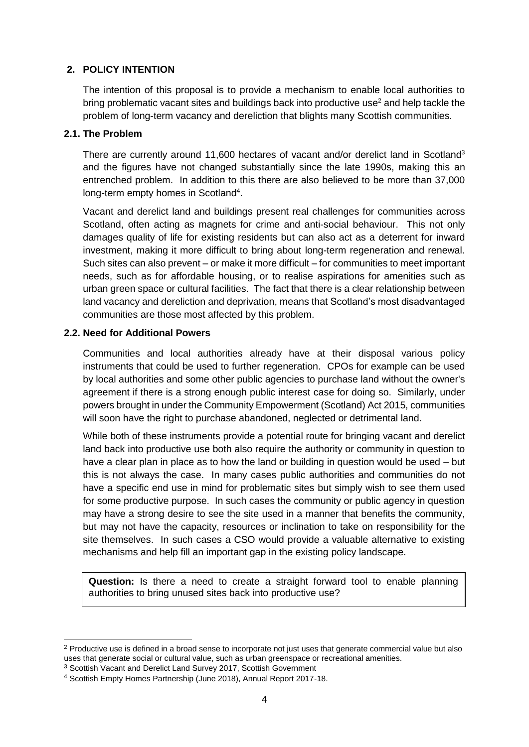## 2. POLICY INTENTION

The intention of this proposal is to provide a mechanism to enable local authorities to bring problematic vacant sites and buildings back into productive use[2] and help tackle the problem of long-term vacancy and dereliction that blights many Scottish communities.

### 2.1. The Problem

There are currently around 11,600 hectares of vacant and/or derelict land in Scotland[3] and the figures have not changed substantially since the late 1990s, making this an entrenched problem. In addition to this there are also believed to be more than 37,000 long-term empty homes in Scotland[4].

Vacant and derelict land and buildings present real challenges for communities across Scotland, often acting as magnets for crime and anti-social behaviour. This not only damages quality of life for existing residents but can also act as a deterrent for inward investment, making it more difficult to bring about long-term regeneration and renewal. Such sites can also prevent – or make it more difficult – for communities to meet important needs, such as for affordable housing, or to realise aspirations for amenities such as urban green space or cultural facilities. The fact that there is a clear relationship between land vacancy and dereliction and deprivation, means that Scotland's most disadvantaged communities are those most affected by this problem.

### 2.2. Need for Additional Powers

Communities and local authorities already have at their disposal various policy instruments that could be used to further regeneration. CPOs for example can be used by local authorities and some other public agencies to purchase land without the owner's agreement if there is a strong enough public interest case for doing so. Similarly, under powers brought in under the Community Empowerment (Scotland) Act 2015, communities will soon have the right to purchase abandoned, neglected or detrimental land.

While both of these instruments provide a potential route for bringing vacant and derelict land back into productive use both also require the authority or community in question to have a clear plan in place as to how the land or building in question would be used – but this is not always the case. In many cases public authorities and communities do not have a specific end use in mind for problematic sites but simply wish to see them used for some productive purpose. In such cases the community or public agency in question may have a strong desire to see the site used in a manner that benefits the community, but may not have the capacity, resources or inclination to take on responsibility for the site themselves. In such cases a CSO would provide a valuable alternative to existing mechanisms and help fill an important gap in the existing policy landscape.

**Question:** Is there a need to create a straight forward tool to enable planning authorities to bring unused sites back into productive use?

---

[2] Productive use is defined in a broad sense to incorporate not just uses that generate commercial value but also uses that generate social or cultural value, such as urban greenspace or recreational amenities.

[3] Scottish Vacant and Derelict Land Survey 2017, Scottish Government

[4] Scottish Empty Homes Partnership (June 2018), Annual Report 2017-18.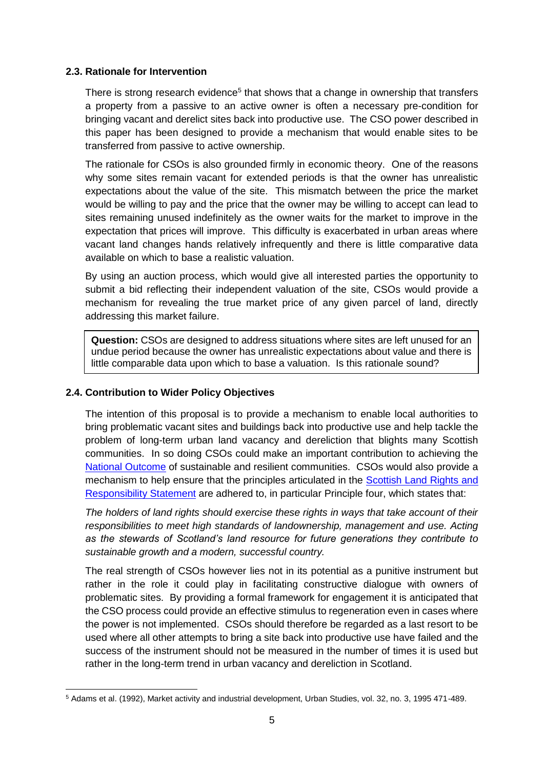## 2.3. Rationale for Intervention

There is strong research evidence[5] that shows that a change in ownership that transfers a property from a passive to an active owner is often a necessary pre-condition for bringing vacant and derelict sites back into productive use. The CSO power described in this paper has been designed to provide a mechanism that would enable sites to be transferred from passive to active ownership.

The rationale for CSOs is also grounded firmly in economic theory. One of the reasons why some sites remain vacant for extended periods is that the owner has unrealistic expectations about the value of the site. This mismatch between the price the market would be willing to pay and the price that the owner may be willing to accept can lead to sites remaining unused indefinitely as the owner waits for the market to improve in the expectation that prices will improve. This difficulty is exacerbated in urban areas where vacant land changes hands relatively infrequently and there is little comparative data available on which to base a realistic valuation.

By using an auction process, which would give all interested parties the opportunity to submit a bid reflecting their independent valuation of the site, CSOs would provide a mechanism for revealing the true market price of any given parcel of land, directly addressing this market failure.

> **Question:** CSOs are designed to address situations where sites are left unused for an undue period because the owner has unrealistic expectations about value and there is little comparable data upon which to base a valuation. Is this rationale sound?

## 2.4. Contribution to Wider Policy Objectives

The intention of this proposal is to provide a mechanism to enable local authorities to bring problematic vacant sites and buildings back into productive use and help tackle the problem of long-term urban land vacancy and dereliction that blights many Scottish communities. In so doing CSOs could make an important contribution to achieving the National Outcome of sustainable and resilient communities. CSOs would also provide a mechanism to help ensure that the principles articulated in the Scottish Land Rights and Responsibility Statement are adhered to, in particular Principle four, which states that:

*The holders of land rights should exercise these rights in ways that take account of their responsibilities to meet high standards of landownership, management and use. Acting as the stewards of Scotland's land resource for future generations they contribute to sustainable growth and a modern, successful country.*

The real strength of CSOs however lies not in its potential as a punitive instrument but rather in the role it could play in facilitating constructive dialogue with owners of problematic sites. By providing a formal framework for engagement it is anticipated that the CSO process could provide an effective stimulus to regeneration even in cases where the power is not implemented. CSOs should therefore be regarded as a last resort to be used where all other attempts to bring a site back into productive use have failed and the success of the instrument should not be measured in the number of times it is used but rather in the long-term trend in urban vacancy and dereliction in Scotland.

---

[5] Adams et al. (1992), Market activity and industrial development, Urban Studies, vol. 32, no. 3, 1995 471-489.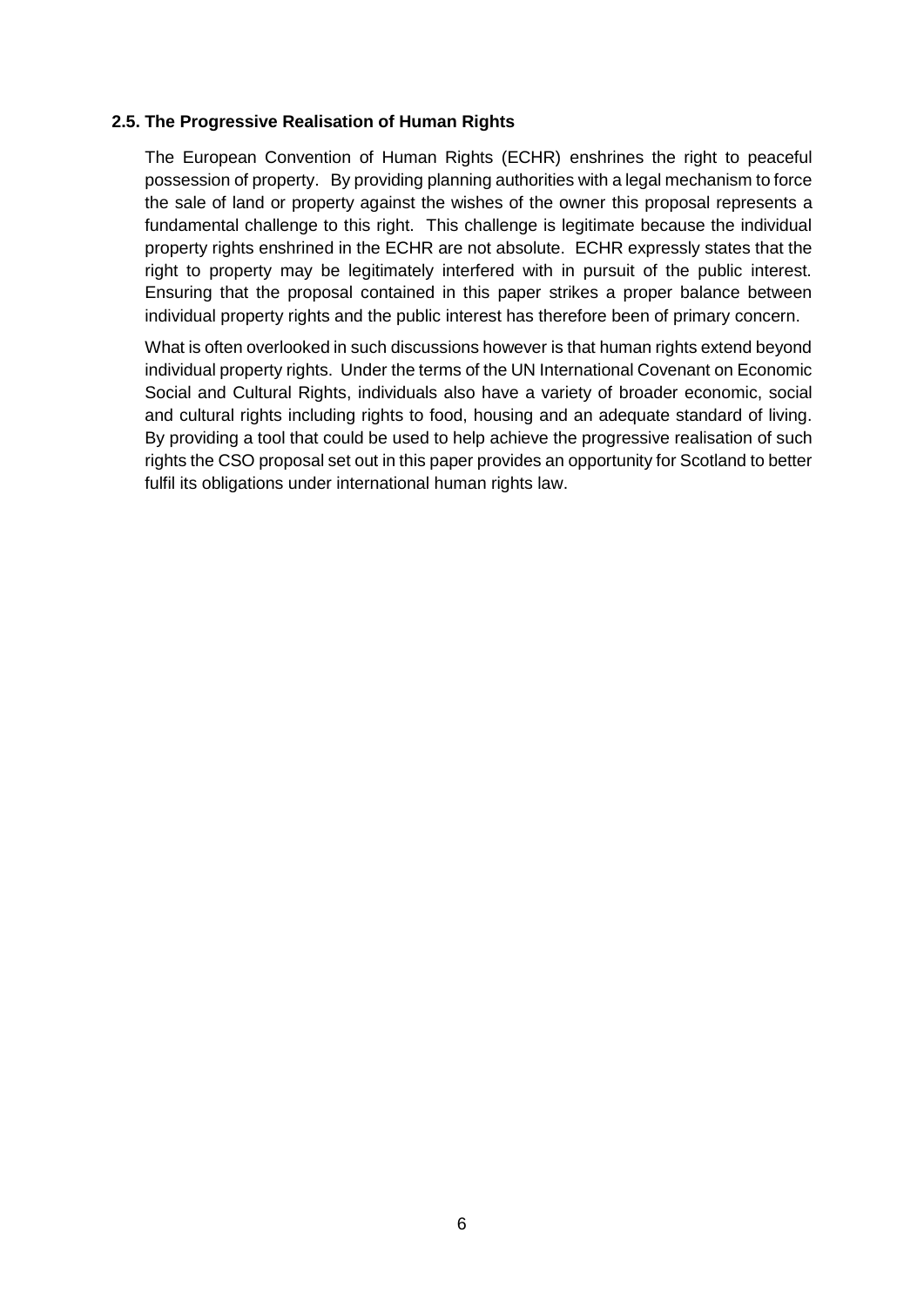### 2.5. The Progressive Realisation of Human Rights

The European Convention of Human Rights (ECHR) enshrines the right to peaceful possession of property. By providing planning authorities with a legal mechanism to force the sale of land or property against the wishes of the owner this proposal represents a fundamental challenge to this right. This challenge is legitimate because the individual property rights enshrined in the ECHR are not absolute. ECHR expressly states that the right to property may be legitimately interfered with in pursuit of the public interest. Ensuring that the proposal contained in this paper strikes a proper balance between individual property rights and the public interest has therefore been of primary concern.

What is often overlooked in such discussions however is that human rights extend beyond individual property rights. Under the terms of the UN International Covenant on Economic Social and Cultural Rights, individuals also have a variety of broader economic, social and cultural rights including rights to food, housing and an adequate standard of living. By providing a tool that could be used to help achieve the progressive realisation of such rights the CSO proposal set out in this paper provides an opportunity for Scotland to better fulfil its obligations under international human rights law.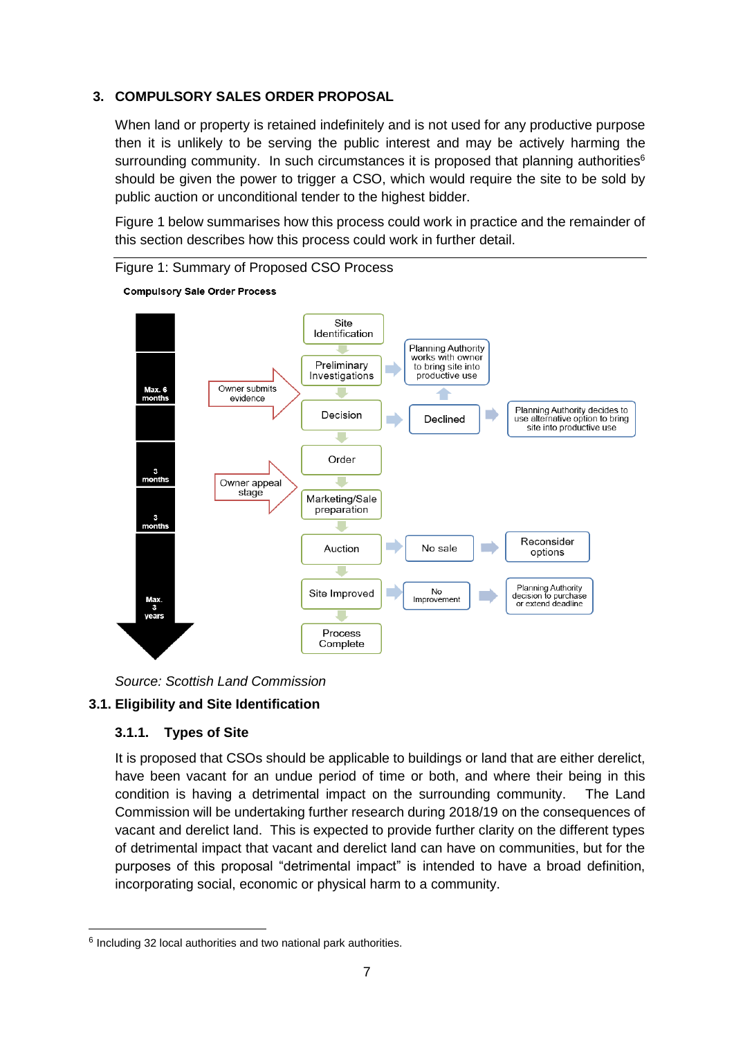## 3. COMPULSORY SALES ORDER PROPOSAL

When land or property is retained indefinitely and is not used for any productive purpose then it is unlikely to be serving the public interest and may be actively harming the surrounding community. In such circumstances it is proposed that planning authorities[6] should be given the power to trigger a CSO, which would require the site to be sold by public auction or unconditional tender to the highest bidder.

Figure 1 below summarises how this process could work in practice and the remainder of this section describes how this process could work in further detail.

Figure 1: Summary of Proposed CSO Process

**Compulsory Sale Order Process**

Max. 6 months
3 months
3 months
Max. 3 years

Owner submits evidence
Owner appeal stage

Site Identification
Preliminary Investigations
Decision
Order
Marketing/Sale preparation
Auction
Site Improved
Process Complete

Planning Authority works with owner to bring site into productive use
Declined
Planning Authority decides to use alternative option to bring site into productive use
No sale
Reconsider options
No Improvement
Planning Authority decision to purchase or extend deadline

*Source: Scottish Land Commission*

### 3.1. Eligibility and Site Identification

#### 3.1.1. Types of Site

It is proposed that CSOs should be applicable to buildings or land that are either derelict, have been vacant for an undue period of time or both, and where their being in this condition is having a detrimental impact on the surrounding community. The Land Commission will be undertaking further research during 2018/19 on the consequences of vacant and derelict land. This is expected to provide further clarity on the different types of detrimental impact that vacant and derelict land can have on communities, but for the purposes of this proposal "detrimental impact" is intended to have a broad definition, incorporating social, economic or physical harm to a community.

[6] Including 32 local authorities and two national park authorities.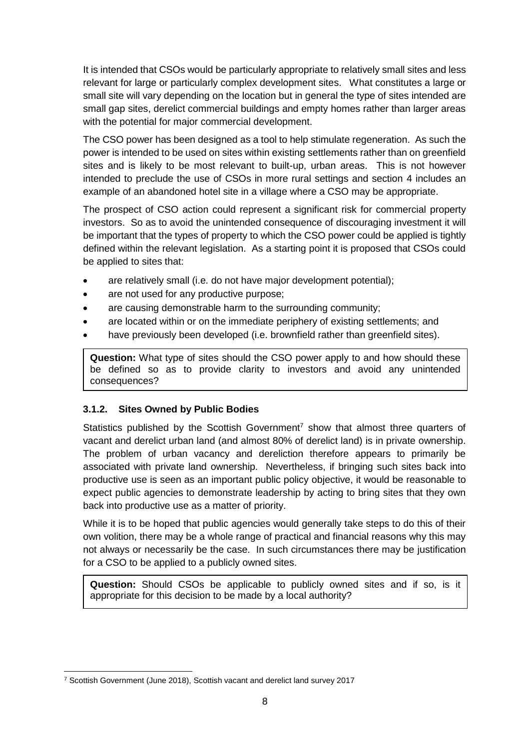It is intended that CSOs would be particularly appropriate to relatively small sites and less relevant for large or particularly complex development sites. What constitutes a large or small site will vary depending on the location but in general the type of sites intended are small gap sites, derelict commercial buildings and empty homes rather than larger areas with the potential for major commercial development.

The CSO power has been designed as a tool to help stimulate regeneration. As such the power is intended to be used on sites within existing settlements rather than on greenfield sites and is likely to be most relevant to built-up, urban areas. This is not however intended to preclude the use of CSOs in more rural settings and section 4 includes an example of an abandoned hotel site in a village where a CSO may be appropriate.

The prospect of CSO action could represent a significant risk for commercial property investors. So as to avoid the unintended consequence of discouraging investment it will be important that the types of property to which the CSO power could be applied is tightly defined within the relevant legislation. As a starting point it is proposed that CSOs could be applied to sites that:

- are relatively small (i.e. do not have major development potential);
- are not used for any productive purpose;
- are causing demonstrable harm to the surrounding community;
- are located within or on the immediate periphery of existing settlements; and
- have previously been developed (i.e. brownfield rather than greenfield sites).

> **Question:** What type of sites should the CSO power apply to and how should these be defined so as to provide clarity to investors and avoid any unintended consequences?

### 3.1.2. Sites Owned by Public Bodies

Statistics published by the Scottish Government[7] show that almost three quarters of vacant and derelict urban land (and almost 80% of derelict land) is in private ownership. The problem of urban vacancy and dereliction therefore appears to primarily be associated with private land ownership. Nevertheless, if bringing such sites back into productive use is seen as an important public policy objective, it would be reasonable to expect public agencies to demonstrate leadership by acting to bring sites that they own back into productive use as a matter of priority.

While it is to be hoped that public agencies would generally take steps to do this of their own volition, there may be a whole range of practical and financial reasons why this may not always or necessarily be the case. In such circumstances there may be justification for a CSO to be applied to a publicly owned sites.

> **Question:** Should CSOs be applicable to publicly owned sites and if so, is it appropriate for this decision to be made by a local authority?

[7] Scottish Government (June 2018), Scottish vacant and derelict land survey 2017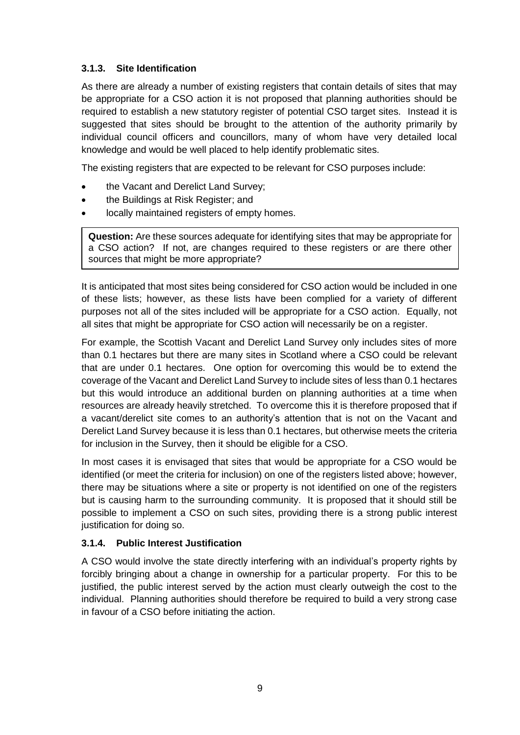### 3.1.3. Site Identification

As there are already a number of existing registers that contain details of sites that may be appropriate for a CSO action it is not proposed that planning authorities should be required to establish a new statutory register of potential CSO target sites. Instead it is suggested that sites should be brought to the attention of the authority primarily by individual council officers and councillors, many of whom have very detailed local knowledge and would be well placed to help identify problematic sites.

The existing registers that are expected to be relevant for CSO purposes include:

- the Vacant and Derelict Land Survey;
- the Buildings at Risk Register; and
- locally maintained registers of empty homes.

> **Question:** Are these sources adequate for identifying sites that may be appropriate for a CSO action? If not, are changes required to these registers or are there other sources that might be more appropriate?

It is anticipated that most sites being considered for CSO action would be included in one of these lists; however, as these lists have been complied for a variety of different purposes not all of the sites included will be appropriate for a CSO action. Equally, not all sites that might be appropriate for CSO action will necessarily be on a register.

For example, the Scottish Vacant and Derelict Land Survey only includes sites of more than 0.1 hectares but there are many sites in Scotland where a CSO could be relevant that are under 0.1 hectares. One option for overcoming this would be to extend the coverage of the Vacant and Derelict Land Survey to include sites of less than 0.1 hectares but this would introduce an additional burden on planning authorities at a time when resources are already heavily stretched. To overcome this it is therefore proposed that if a vacant/derelict site comes to an authority's attention that is not on the Vacant and Derelict Land Survey because it is less than 0.1 hectares, but otherwise meets the criteria for inclusion in the Survey, then it should be eligible for a CSO.

In most cases it is envisaged that sites that would be appropriate for a CSO would be identified (or meet the criteria for inclusion) on one of the registers listed above; however, there may be situations where a site or property is not identified on one of the registers but is causing harm to the surrounding community. It is proposed that it should still be possible to implement a CSO on such sites, providing there is a strong public interest justification for doing so.

### 3.1.4. Public Interest Justification

A CSO would involve the state directly interfering with an individual's property rights by forcibly bringing about a change in ownership for a particular property. For this to be justified, the public interest served by the action must clearly outweigh the cost to the individual. Planning authorities should therefore be required to build a very strong case in favour of a CSO before initiating the action.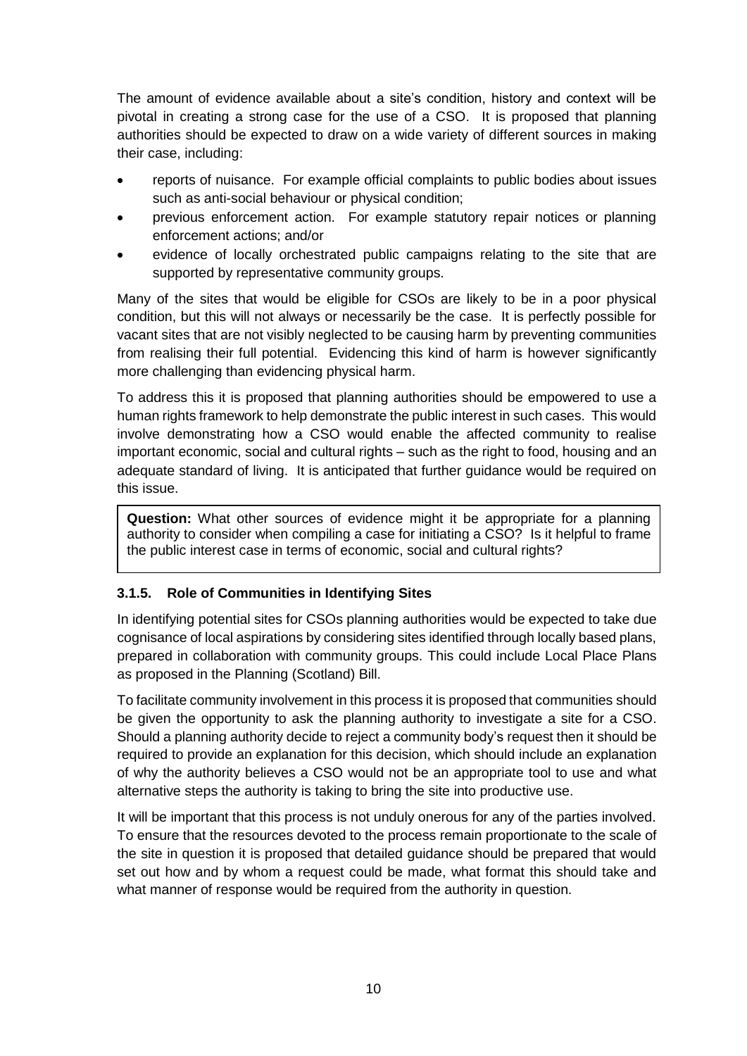The amount of evidence available about a site's condition, history and context will be pivotal in creating a strong case for the use of a CSO. It is proposed that planning authorities should be expected to draw on a wide variety of different sources in making their case, including:

- reports of nuisance. For example official complaints to public bodies about issues such as anti-social behaviour or physical condition;
- previous enforcement action. For example statutory repair notices or planning enforcement actions; and/or
- evidence of locally orchestrated public campaigns relating to the site that are supported by representative community groups.

Many of the sites that would be eligible for CSOs are likely to be in a poor physical condition, but this will not always or necessarily be the case. It is perfectly possible for vacant sites that are not visibly neglected to be causing harm by preventing communities from realising their full potential. Evidencing this kind of harm is however significantly more challenging than evidencing physical harm.

To address this it is proposed that planning authorities should be empowered to use a human rights framework to help demonstrate the public interest in such cases. This would involve demonstrating how a CSO would enable the affected community to realise important economic, social and cultural rights – such as the right to food, housing and an adequate standard of living. It is anticipated that further guidance would be required on this issue.

> **Question:** What other sources of evidence might it be appropriate for a planning authority to consider when compiling a case for initiating a CSO? Is it helpful to frame the public interest case in terms of economic, social and cultural rights?

### 3.1.5. Role of Communities in Identifying Sites

In identifying potential sites for CSOs planning authorities would be expected to take due cognisance of local aspirations by considering sites identified through locally based plans, prepared in collaboration with community groups. This could include Local Place Plans as proposed in the Planning (Scotland) Bill.

To facilitate community involvement in this process it is proposed that communities should be given the opportunity to ask the planning authority to investigate a site for a CSO. Should a planning authority decide to reject a community body's request then it should be required to provide an explanation for this decision, which should include an explanation of why the authority believes a CSO would not be an appropriate tool to use and what alternative steps the authority is taking to bring the site into productive use.

It will be important that this process is not unduly onerous for any of the parties involved. To ensure that the resources devoted to the process remain proportionate to the scale of the site in question it is proposed that detailed guidance should be prepared that would set out how and by whom a request could be made, what format this should take and what manner of response would be required from the authority in question.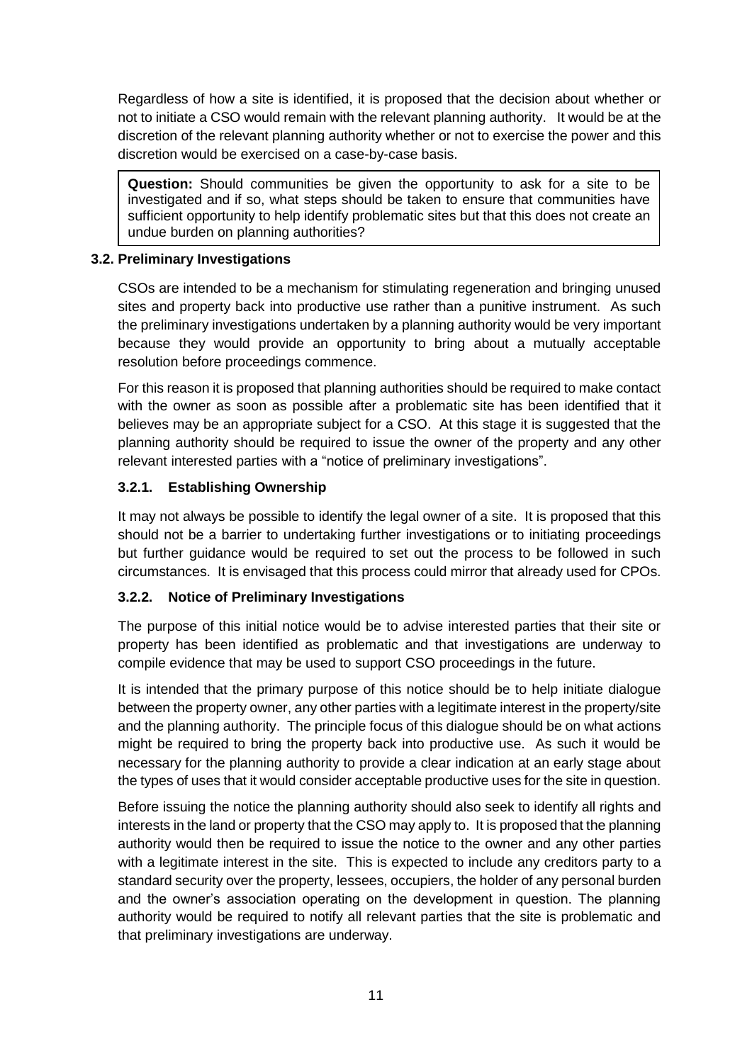Regardless of how a site is identified, it is proposed that the decision about whether or not to initiate a CSO would remain with the relevant planning authority. It would be at the discretion of the relevant planning authority whether or not to exercise the power and this discretion would be exercised on a case-by-case basis.

> **Question:** Should communities be given the opportunity to ask for a site to be investigated and if so, what steps should be taken to ensure that communities have sufficient opportunity to help identify problematic sites but that this does not create an undue burden on planning authorities?

### 3.2. Preliminary Investigations

CSOs are intended to be a mechanism for stimulating regeneration and bringing unused sites and property back into productive use rather than a punitive instrument. As such the preliminary investigations undertaken by a planning authority would be very important because they would provide an opportunity to bring about a mutually acceptable resolution before proceedings commence.

For this reason it is proposed that planning authorities should be required to make contact with the owner as soon as possible after a problematic site has been identified that it believes may be an appropriate subject for a CSO. At this stage it is suggested that the planning authority should be required to issue the owner of the property and any other relevant interested parties with a "notice of preliminary investigations".

#### 3.2.1. Establishing Ownership

It may not always be possible to identify the legal owner of a site. It is proposed that this should not be a barrier to undertaking further investigations or to initiating proceedings but further guidance would be required to set out the process to be followed in such circumstances. It is envisaged that this process could mirror that already used for CPOs.

#### 3.2.2. Notice of Preliminary Investigations

The purpose of this initial notice would be to advise interested parties that their site or property has been identified as problematic and that investigations are underway to compile evidence that may be used to support CSO proceedings in the future.

It is intended that the primary purpose of this notice should be to help initiate dialogue between the property owner, any other parties with a legitimate interest in the property/site and the planning authority. The principle focus of this dialogue should be on what actions might be required to bring the property back into productive use. As such it would be necessary for the planning authority to provide a clear indication at an early stage about the types of uses that it would consider acceptable productive uses for the site in question.

Before issuing the notice the planning authority should also seek to identify all rights and interests in the land or property that the CSO may apply to. It is proposed that the planning authority would then be required to issue the notice to the owner and any other parties with a legitimate interest in the site. This is expected to include any creditors party to a standard security over the property, lessees, occupiers, the holder of any personal burden and the owner's association operating on the development in question. The planning authority would be required to notify all relevant parties that the site is problematic and that preliminary investigations are underway.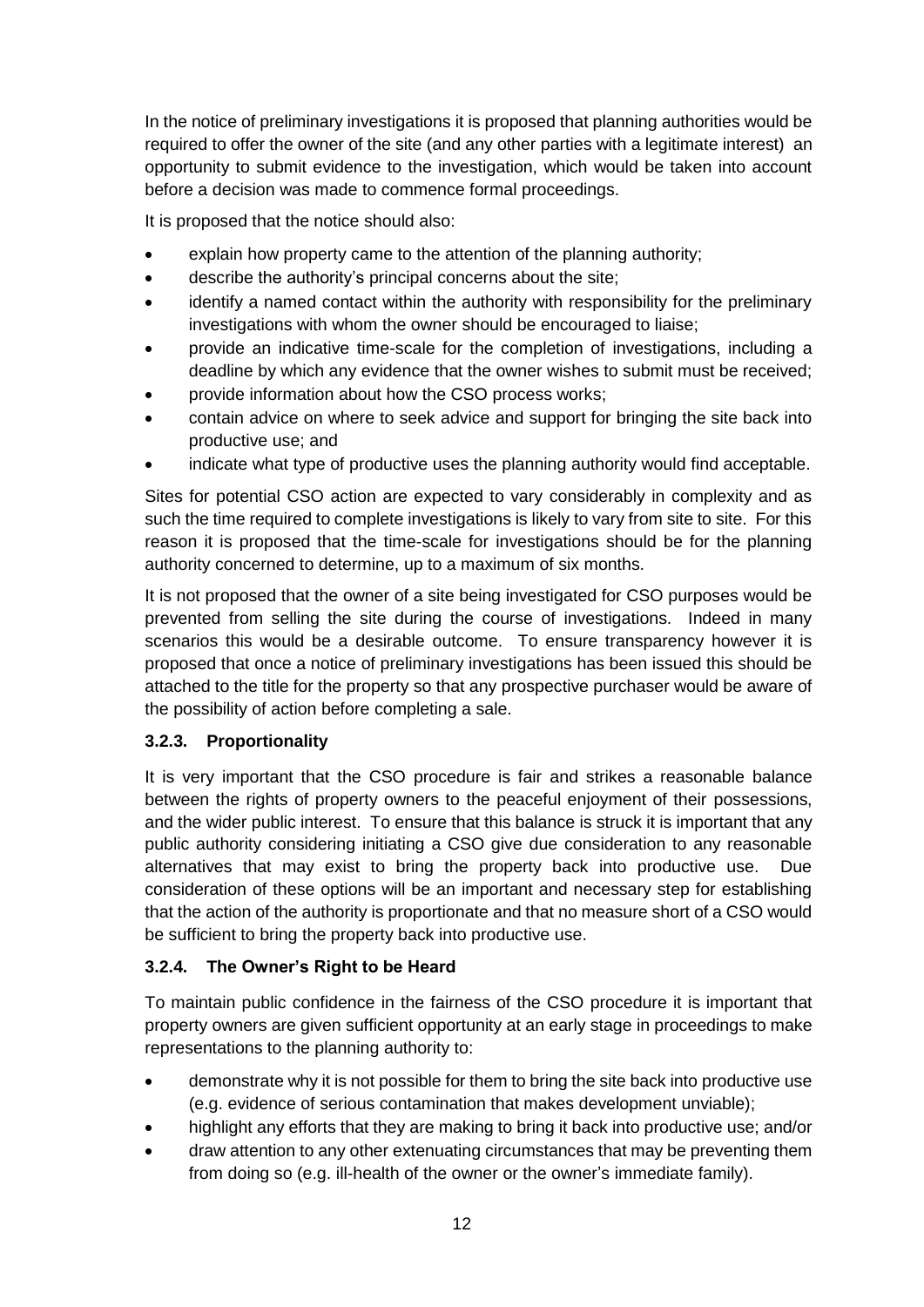In the notice of preliminary investigations it is proposed that planning authorities would be required to offer the owner of the site (and any other parties with a legitimate interest) an opportunity to submit evidence to the investigation, which would be taken into account before a decision was made to commence formal proceedings.

It is proposed that the notice should also:

- explain how property came to the attention of the planning authority;
- describe the authority's principal concerns about the site;
- identify a named contact within the authority with responsibility for the preliminary investigations with whom the owner should be encouraged to liaise;
- provide an indicative time-scale for the completion of investigations, including a deadline by which any evidence that the owner wishes to submit must be received;
- provide information about how the CSO process works;
- contain advice on where to seek advice and support for bringing the site back into productive use; and
- indicate what type of productive uses the planning authority would find acceptable.

Sites for potential CSO action are expected to vary considerably in complexity and as such the time required to complete investigations is likely to vary from site to site. For this reason it is proposed that the time-scale for investigations should be for the planning authority concerned to determine, up to a maximum of six months.

It is not proposed that the owner of a site being investigated for CSO purposes would be prevented from selling the site during the course of investigations. Indeed in many scenarios this would be a desirable outcome. To ensure transparency however it is proposed that once a notice of preliminary investigations has been issued this should be attached to the title for the property so that any prospective purchaser would be aware of the possibility of action before completing a sale.

### 3.2.3. Proportionality

It is very important that the CSO procedure is fair and strikes a reasonable balance between the rights of property owners to the peaceful enjoyment of their possessions, and the wider public interest. To ensure that this balance is struck it is important that any public authority considering initiating a CSO give due consideration to any reasonable alternatives that may exist to bring the property back into productive use. Due consideration of these options will be an important and necessary step for establishing that the action of the authority is proportionate and that no measure short of a CSO would be sufficient to bring the property back into productive use.

### 3.2.4. The Owner's Right to be Heard

To maintain public confidence in the fairness of the CSO procedure it is important that property owners are given sufficient opportunity at an early stage in proceedings to make representations to the planning authority to:

- demonstrate why it is not possible for them to bring the site back into productive use (e.g. evidence of serious contamination that makes development unviable);
- highlight any efforts that they are making to bring it back into productive use; and/or
- draw attention to any other extenuating circumstances that may be preventing them from doing so (e.g. ill-health of the owner or the owner's immediate family).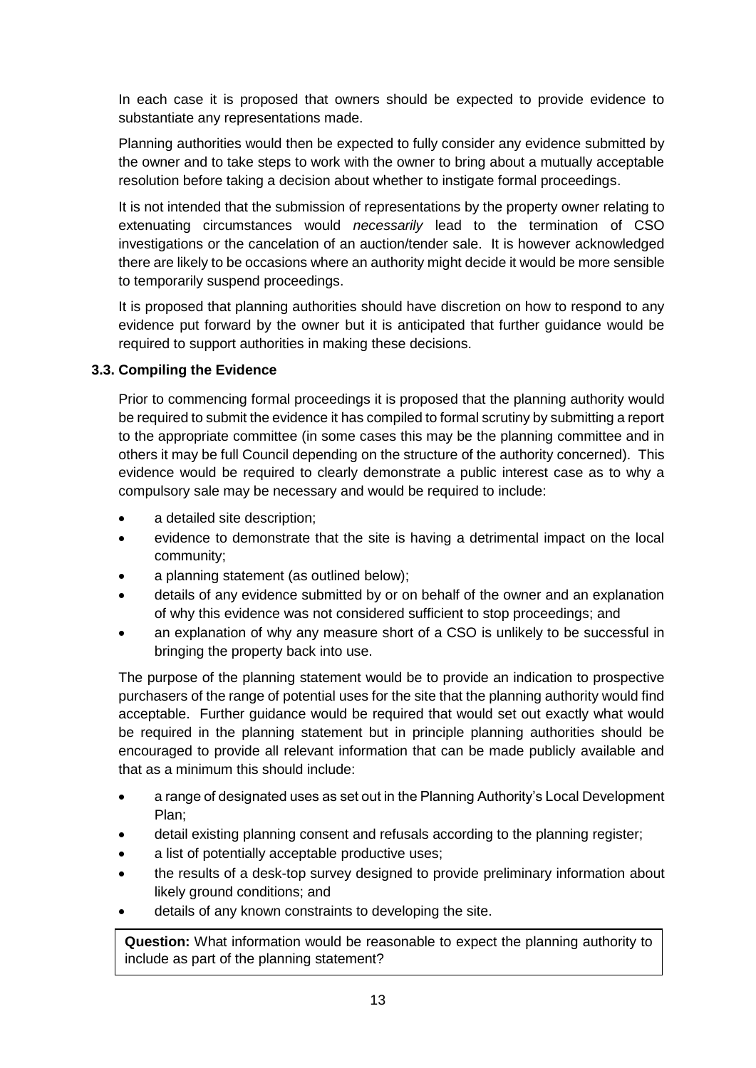In each case it is proposed that owners should be expected to provide evidence to substantiate any representations made.

Planning authorities would then be expected to fully consider any evidence submitted by the owner and to take steps to work with the owner to bring about a mutually acceptable resolution before taking a decision about whether to instigate formal proceedings.

It is not intended that the submission of representations by the property owner relating to extenuating circumstances would *necessarily* lead to the termination of CSO investigations or the cancelation of an auction/tender sale. It is however acknowledged there are likely to be occasions where an authority might decide it would be more sensible to temporarily suspend proceedings.

It is proposed that planning authorities should have discretion on how to respond to any evidence put forward by the owner but it is anticipated that further guidance would be required to support authorities in making these decisions.

### 3.3. Compiling the Evidence

Prior to commencing formal proceedings it is proposed that the planning authority would be required to submit the evidence it has compiled to formal scrutiny by submitting a report to the appropriate committee (in some cases this may be the planning committee and in others it may be full Council depending on the structure of the authority concerned). This evidence would be required to clearly demonstrate a public interest case as to why a compulsory sale may be necessary and would be required to include:

- a detailed site description;
- evidence to demonstrate that the site is having a detrimental impact on the local community;
- a planning statement (as outlined below);
- details of any evidence submitted by or on behalf of the owner and an explanation of why this evidence was not considered sufficient to stop proceedings; and
- an explanation of why any measure short of a CSO is unlikely to be successful in bringing the property back into use.

The purpose of the planning statement would be to provide an indication to prospective purchasers of the range of potential uses for the site that the planning authority would find acceptable. Further guidance would be required that would set out exactly what would be required in the planning statement but in principle planning authorities should be encouraged to provide all relevant information that can be made publicly available and that as a minimum this should include:

- a range of designated uses as set out in the Planning Authority's Local Development Plan;
- detail existing planning consent and refusals according to the planning register;
- a list of potentially acceptable productive uses;
- the results of a desk-top survey designed to provide preliminary information about likely ground conditions; and
- details of any known constraints to developing the site.

**Question:** What information would be reasonable to expect the planning authority to include as part of the planning statement?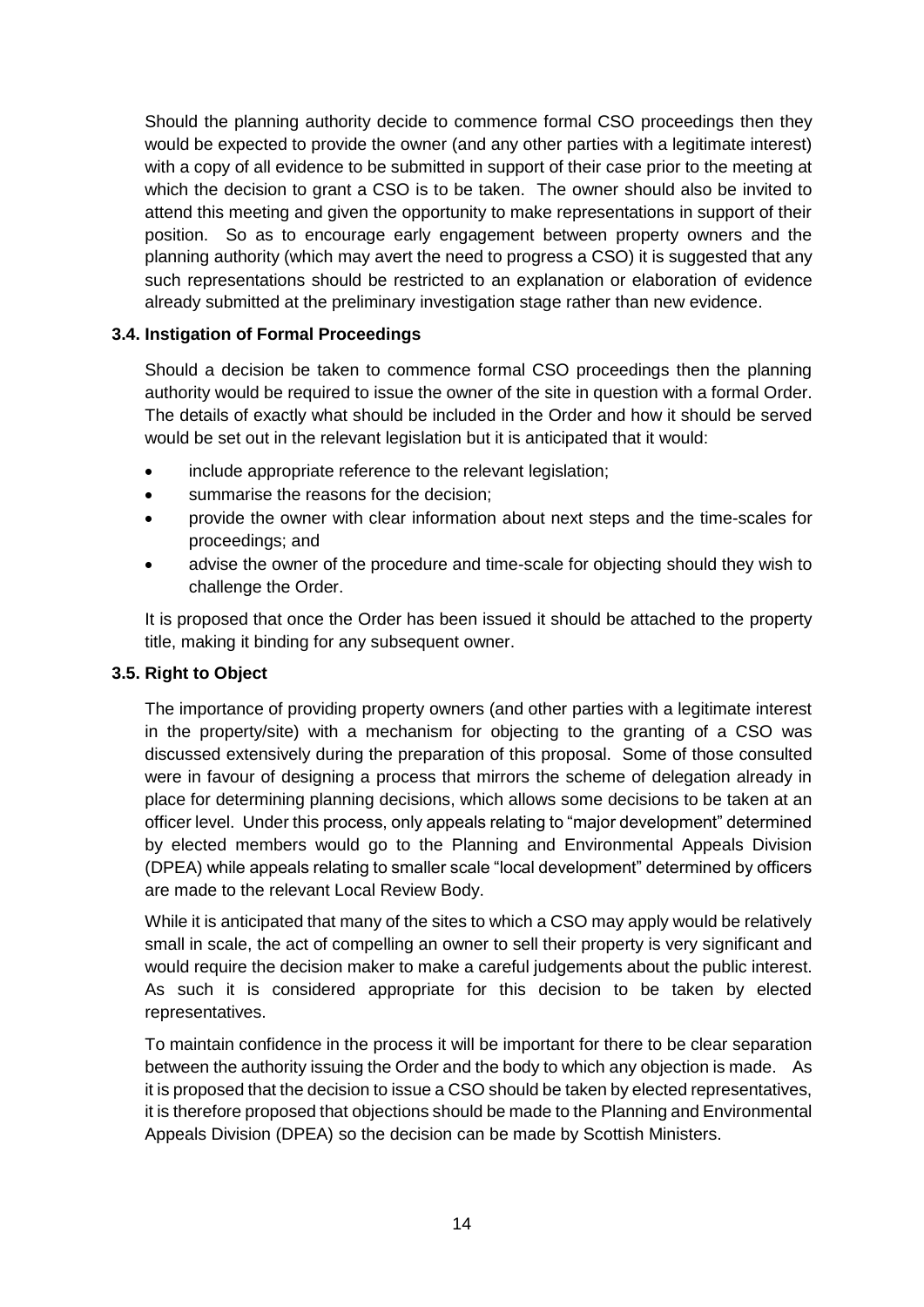Should the planning authority decide to commence formal CSO proceedings then they would be expected to provide the owner (and any other parties with a legitimate interest) with a copy of all evidence to be submitted in support of their case prior to the meeting at which the decision to grant a CSO is to be taken. The owner should also be invited to attend this meeting and given the opportunity to make representations in support of their position. So as to encourage early engagement between property owners and the planning authority (which may avert the need to progress a CSO) it is suggested that any such representations should be restricted to an explanation or elaboration of evidence already submitted at the preliminary investigation stage rather than new evidence.

### 3.4. Instigation of Formal Proceedings

Should a decision be taken to commence formal CSO proceedings then the planning authority would be required to issue the owner of the site in question with a formal Order. The details of exactly what should be included in the Order and how it should be served would be set out in the relevant legislation but it is anticipated that it would:

- include appropriate reference to the relevant legislation;
- summarise the reasons for the decision;
- provide the owner with clear information about next steps and the time-scales for proceedings; and
- advise the owner of the procedure and time-scale for objecting should they wish to challenge the Order.

It is proposed that once the Order has been issued it should be attached to the property title, making it binding for any subsequent owner.

### 3.5. Right to Object

The importance of providing property owners (and other parties with a legitimate interest in the property/site) with a mechanism for objecting to the granting of a CSO was discussed extensively during the preparation of this proposal. Some of those consulted were in favour of designing a process that mirrors the scheme of delegation already in place for determining planning decisions, which allows some decisions to be taken at an officer level. Under this process, only appeals relating to "major development" determined by elected members would go to the Planning and Environmental Appeals Division (DPEA) while appeals relating to smaller scale "local development" determined by officers are made to the relevant Local Review Body.

While it is anticipated that many of the sites to which a CSO may apply would be relatively small in scale, the act of compelling an owner to sell their property is very significant and would require the decision maker to make a careful judgements about the public interest. As such it is considered appropriate for this decision to be taken by elected representatives.

To maintain confidence in the process it will be important for there to be clear separation between the authority issuing the Order and the body to which any objection is made. As it is proposed that the decision to issue a CSO should be taken by elected representatives, it is therefore proposed that objections should be made to the Planning and Environmental Appeals Division (DPEA) so the decision can be made by Scottish Ministers.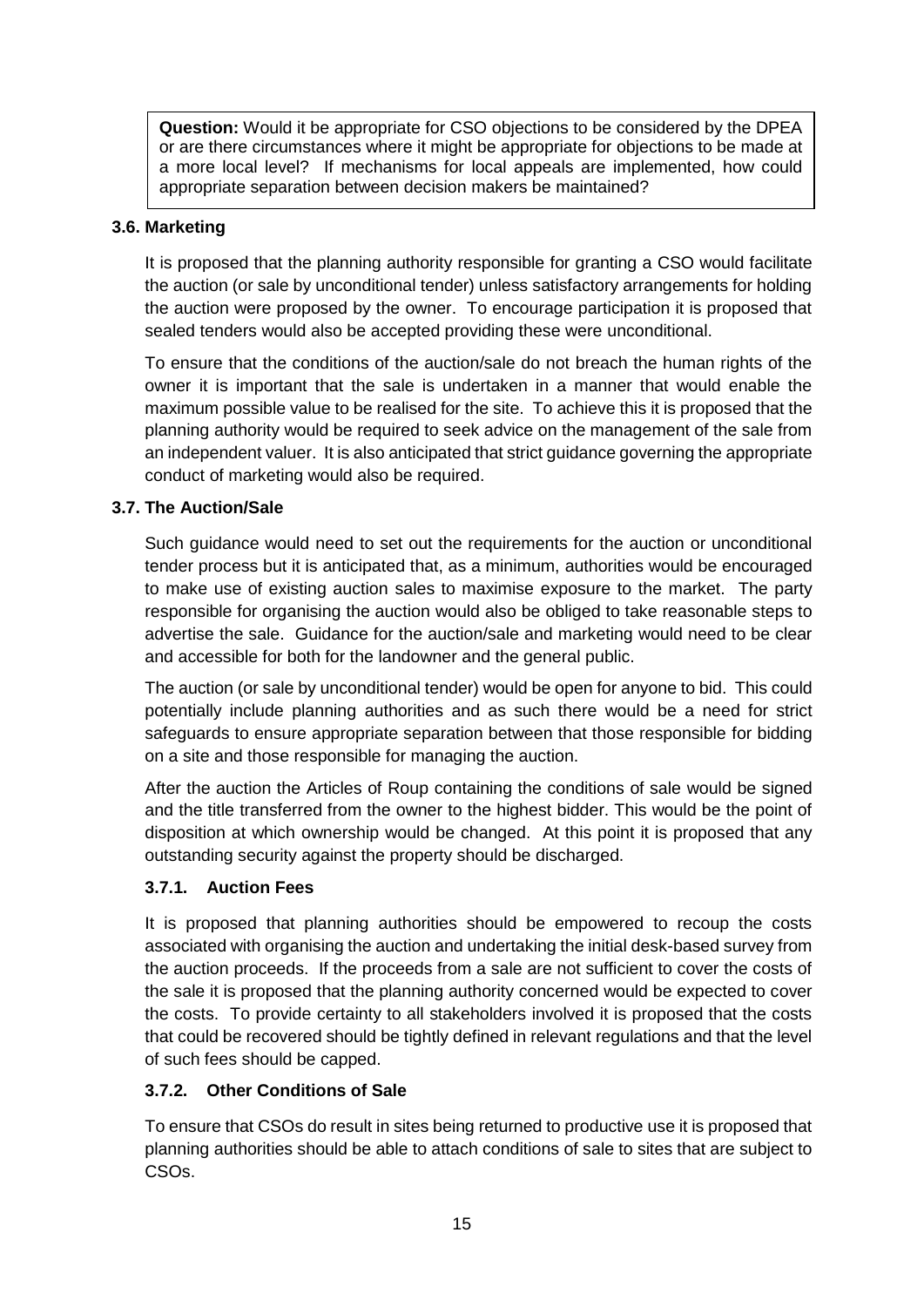> **Question:** Would it be appropriate for CSO objections to be considered by the DPEA or are there circumstances where it might be appropriate for objections to be made at a more local level? If mechanisms for local appeals are implemented, how could appropriate separation between decision makers be maintained?

### 3.6. Marketing

It is proposed that the planning authority responsible for granting a CSO would facilitate the auction (or sale by unconditional tender) unless satisfactory arrangements for holding the auction were proposed by the owner. To encourage participation it is proposed that sealed tenders would also be accepted providing these were unconditional.

To ensure that the conditions of the auction/sale do not breach the human rights of the owner it is important that the sale is undertaken in a manner that would enable the maximum possible value to be realised for the site. To achieve this it is proposed that the planning authority would be required to seek advice on the management of the sale from an independent valuer. It is also anticipated that strict guidance governing the appropriate conduct of marketing would also be required.

### 3.7. The Auction/Sale

Such guidance would need to set out the requirements for the auction or unconditional tender process but it is anticipated that, as a minimum, authorities would be encouraged to make use of existing auction sales to maximise exposure to the market. The party responsible for organising the auction would also be obliged to take reasonable steps to advertise the sale. Guidance for the auction/sale and marketing would need to be clear and accessible for both for the landowner and the general public.

The auction (or sale by unconditional tender) would be open for anyone to bid. This could potentially include planning authorities and as such there would be a need for strict safeguards to ensure appropriate separation between that those responsible for bidding on a site and those responsible for managing the auction.

After the auction the Articles of Roup containing the conditions of sale would be signed and the title transferred from the owner to the highest bidder. This would be the point of disposition at which ownership would be changed. At this point it is proposed that any outstanding security against the property should be discharged.

#### 3.7.1. Auction Fees

It is proposed that planning authorities should be empowered to recoup the costs associated with organising the auction and undertaking the initial desk-based survey from the auction proceeds. If the proceeds from a sale are not sufficient to cover the costs of the sale it is proposed that the planning authority concerned would be expected to cover the costs. To provide certainty to all stakeholders involved it is proposed that the costs that could be recovered should be tightly defined in relevant regulations and that the level of such fees should be capped.

#### 3.7.2. Other Conditions of Sale

To ensure that CSOs do result in sites being returned to productive use it is proposed that planning authorities should be able to attach conditions of sale to sites that are subject to CSOs.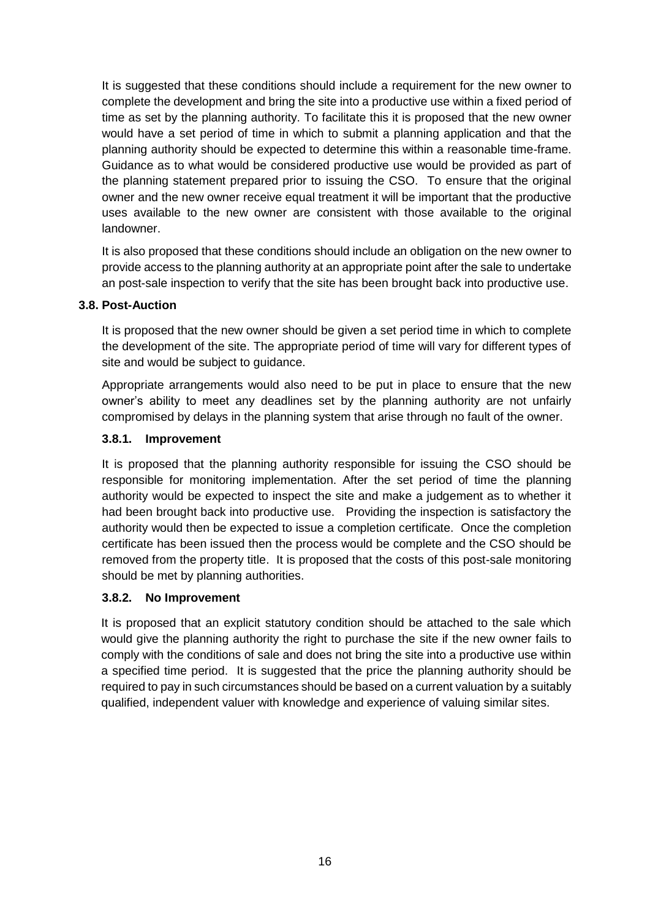It is suggested that these conditions should include a requirement for the new owner to complete the development and bring the site into a productive use within a fixed period of time as set by the planning authority. To facilitate this it is proposed that the new owner would have a set period of time in which to submit a planning application and that the planning authority should be expected to determine this within a reasonable time-frame. Guidance as to what would be considered productive use would be provided as part of the planning statement prepared prior to issuing the CSO. To ensure that the original owner and the new owner receive equal treatment it will be important that the productive uses available to the new owner are consistent with those available to the original landowner.

It is also proposed that these conditions should include an obligation on the new owner to provide access to the planning authority at an appropriate point after the sale to undertake an post-sale inspection to verify that the site has been brought back into productive use.

### 3.8. Post-Auction

It is proposed that the new owner should be given a set period time in which to complete the development of the site. The appropriate period of time will vary for different types of site and would be subject to guidance.

Appropriate arrangements would also need to be put in place to ensure that the new owner's ability to meet any deadlines set by the planning authority are not unfairly compromised by delays in the planning system that arise through no fault of the owner.

#### 3.8.1. Improvement

It is proposed that the planning authority responsible for issuing the CSO should be responsible for monitoring implementation. After the set period of time the planning authority would be expected to inspect the site and make a judgement as to whether it had been brought back into productive use. Providing the inspection is satisfactory the authority would then be expected to issue a completion certificate. Once the completion certificate has been issued then the process would be complete and the CSO should be removed from the property title. It is proposed that the costs of this post-sale monitoring should be met by planning authorities.

#### 3.8.2. No Improvement

It is proposed that an explicit statutory condition should be attached to the sale which would give the planning authority the right to purchase the site if the new owner fails to comply with the conditions of sale and does not bring the site into a productive use within a specified time period. It is suggested that the price the planning authority should be required to pay in such circumstances should be based on a current valuation by a suitably qualified, independent valuer with knowledge and experience of valuing similar sites.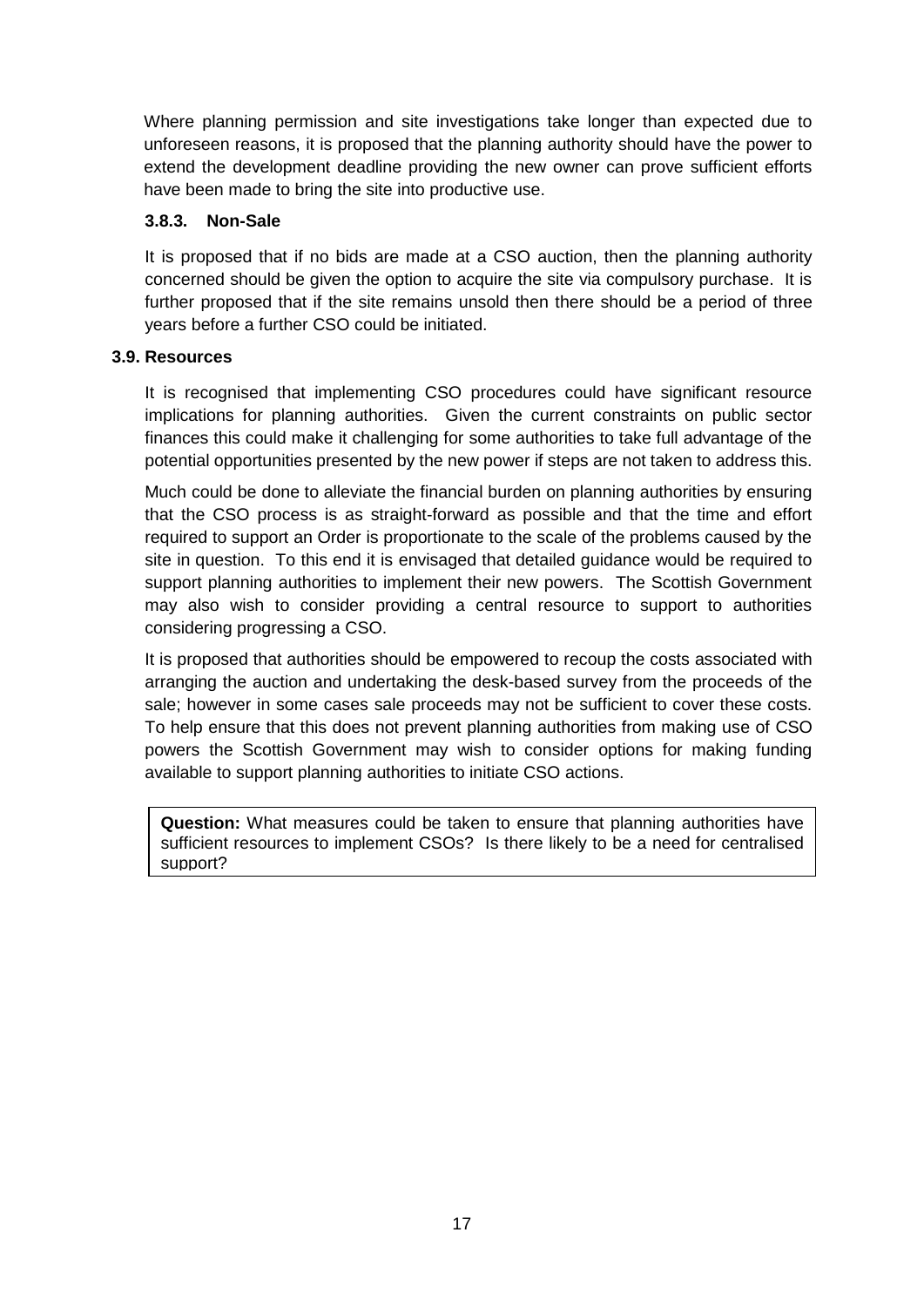Where planning permission and site investigations take longer than expected due to unforeseen reasons, it is proposed that the planning authority should have the power to extend the development deadline providing the new owner can prove sufficient efforts have been made to bring the site into productive use.

#### 3.8.3. Non-Sale

It is proposed that if no bids are made at a CSO auction, then the planning authority concerned should be given the option to acquire the site via compulsory purchase. It is further proposed that if the site remains unsold then there should be a period of three years before a further CSO could be initiated.

### 3.9. Resources

It is recognised that implementing CSO procedures could have significant resource implications for planning authorities. Given the current constraints on public sector finances this could make it challenging for some authorities to take full advantage of the potential opportunities presented by the new power if steps are not taken to address this.

Much could be done to alleviate the financial burden on planning authorities by ensuring that the CSO process is as straight-forward as possible and that the time and effort required to support an Order is proportionate to the scale of the problems caused by the site in question. To this end it is envisaged that detailed guidance would be required to support planning authorities to implement their new powers. The Scottish Government may also wish to consider providing a central resource to support to authorities considering progressing a CSO.

It is proposed that authorities should be empowered to recoup the costs associated with arranging the auction and undertaking the desk-based survey from the proceeds of the sale; however in some cases sale proceeds may not be sufficient to cover these costs. To help ensure that this does not prevent planning authorities from making use of CSO powers the Scottish Government may wish to consider options for making funding available to support planning authorities to initiate CSO actions.

> **Question:** What measures could be taken to ensure that planning authorities have sufficient resources to implement CSOs? Is there likely to be a need for centralised support?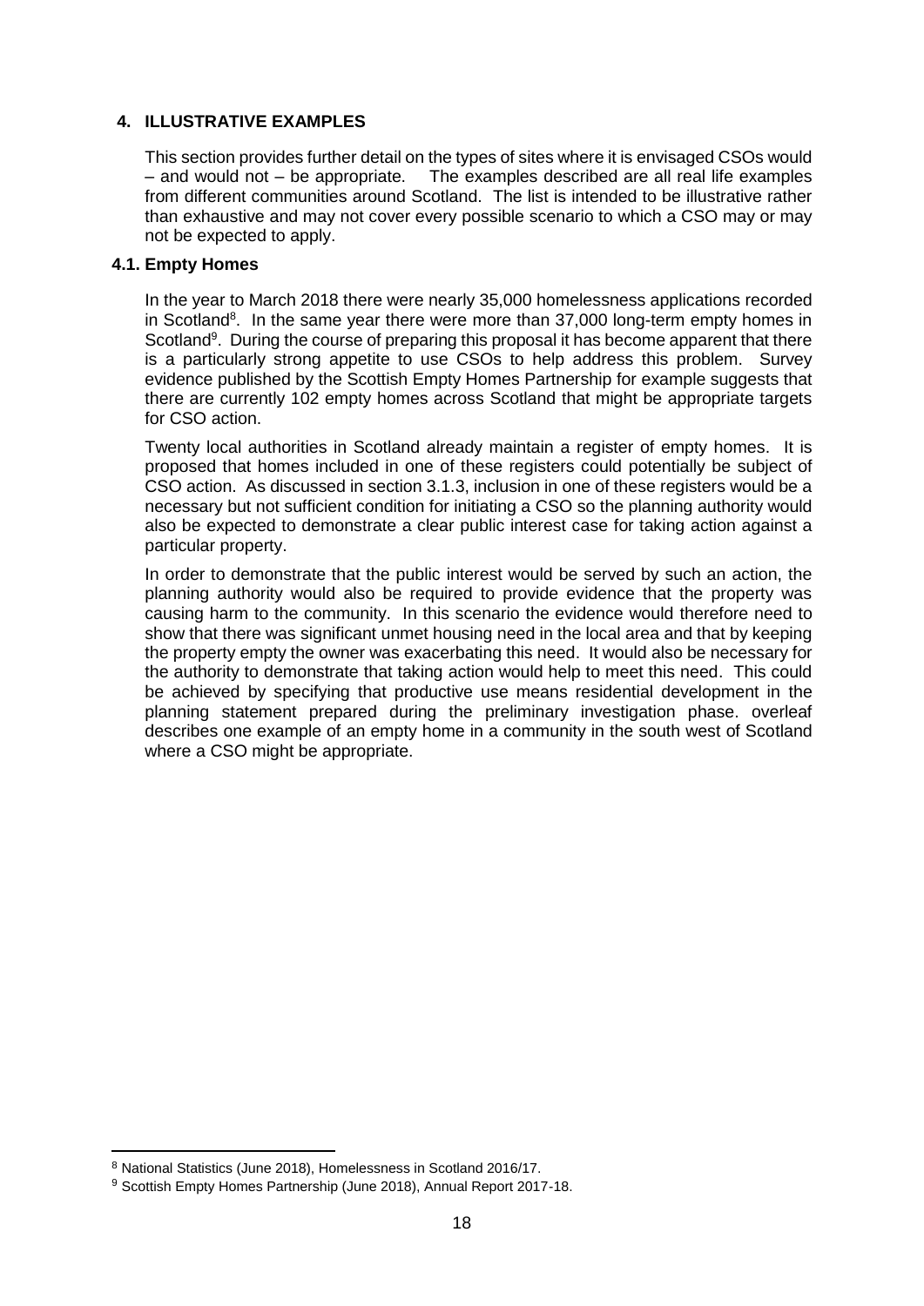## 4. ILLUSTRATIVE EXAMPLES

This section provides further detail on the types of sites where it is envisaged CSOs would – and would not – be appropriate. The examples described are all real life examples from different communities around Scotland. The list is intended to be illustrative rather than exhaustive and may not cover every possible scenario to which a CSO may or may not be expected to apply.

### 4.1. Empty Homes

In the year to March 2018 there were nearly 35,000 homelessness applications recorded in Scotland[8]. In the same year there were more than 37,000 long-term empty homes in Scotland[9]. During the course of preparing this proposal it has become apparent that there is a particularly strong appetite to use CSOs to help address this problem. Survey evidence published by the Scottish Empty Homes Partnership for example suggests that there are currently 102 empty homes across Scotland that might be appropriate targets for CSO action.

Twenty local authorities in Scotland already maintain a register of empty homes. It is proposed that homes included in one of these registers could potentially be subject of CSO action. As discussed in section 3.1.3, inclusion in one of these registers would be a necessary but not sufficient condition for initiating a CSO so the planning authority would also be expected to demonstrate a clear public interest case for taking action against a particular property.

In order to demonstrate that the public interest would be served by such an action, the planning authority would also be required to provide evidence that the property was causing harm to the community. In this scenario the evidence would therefore need to show that there was significant unmet housing need in the local area and that by keeping the property empty the owner was exacerbating this need. It would also be necessary for the authority to demonstrate that taking action would help to meet this need. This could be achieved by specifying that productive use means residential development in the planning statement prepared during the preliminary investigation phase. overleaf describes one example of an empty home in a community in the south west of Scotland where a CSO might be appropriate.

---

[8] National Statistics (June 2018), Homelessness in Scotland 2016/17.

[9] Scottish Empty Homes Partnership (June 2018), Annual Report 2017-18.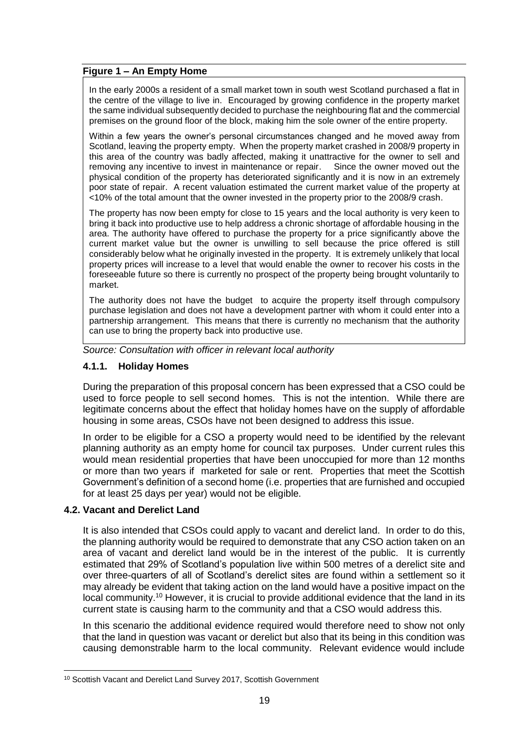**Figure 1 – An Empty Home**

In the early 2000s a resident of a small market town in south west Scotland purchased a flat in the centre of the village to live in. Encouraged by growing confidence in the property market the same individual subsequently decided to purchase the neighbouring flat and the commercial premises on the ground floor of the block, making him the sole owner of the entire property.

Within a few years the owner's personal circumstances changed and he moved away from Scotland, leaving the property empty. When the property market crashed in 2008/9 property in this area of the country was badly affected, making it unattractive for the owner to sell and removing any incentive to invest in maintenance or repair. Since the owner moved out the physical condition of the property has deteriorated significantly and it is now in an extremely poor state of repair. A recent valuation estimated the current market value of the property at <10% of the total amount that the owner invested in the property prior to the 2008/9 crash.

The property has now been empty for close to 15 years and the local authority is very keen to bring it back into productive use to help address a chronic shortage of affordable housing in the area. The authority have offered to purchase the property for a price significantly above the current market value but the owner is unwilling to sell because the price offered is still considerably below what he originally invested in the property. It is extremely unlikely that local property prices will increase to a level that would enable the owner to recover his costs in the foreseeable future so there is currently no prospect of the property being brought voluntarily to market.

The authority does not have the budget to acquire the property itself through compulsory purchase legislation and does not have a development partner with whom it could enter into a partnership arrangement. This means that there is currently no mechanism that the authority can use to bring the property back into productive use.

*Source: Consultation with officer in relevant local authority*

### 4.1.1. Holiday Homes

During the preparation of this proposal concern has been expressed that a CSO could be used to force people to sell second homes. This is not the intention. While there are legitimate concerns about the effect that holiday homes have on the supply of affordable housing in some areas, CSOs have not been designed to address this issue.

In order to be eligible for a CSO a property would need to be identified by the relevant planning authority as an empty home for council tax purposes. Under current rules this would mean residential properties that have been unoccupied for more than 12 months or more than two years if marketed for sale or rent. Properties that meet the Scottish Government's definition of a second home (i.e. properties that are furnished and occupied for at least 25 days per year) would not be eligible.

## 4.2. Vacant and Derelict Land

It is also intended that CSOs could apply to vacant and derelict land. In order to do this, the planning authority would be required to demonstrate that any CSO action taken on an area of vacant and derelict land would be in the interest of the public. It is currently estimated that 29% of Scotland's population live within 500 metres of a derelict site and over three-quarters of all of Scotland's derelict sites are found within a settlement so it may already be evident that taking action on the land would have a positive impact on the local community.[10] However, it is crucial to provide additional evidence that the land in its current state is causing harm to the community and that a CSO would address this.

In this scenario the additional evidence required would therefore need to show not only that the land in question was vacant or derelict but also that its being in this condition was causing demonstrable harm to the local community. Relevant evidence would include

[10] Scottish Vacant and Derelict Land Survey 2017, Scottish Government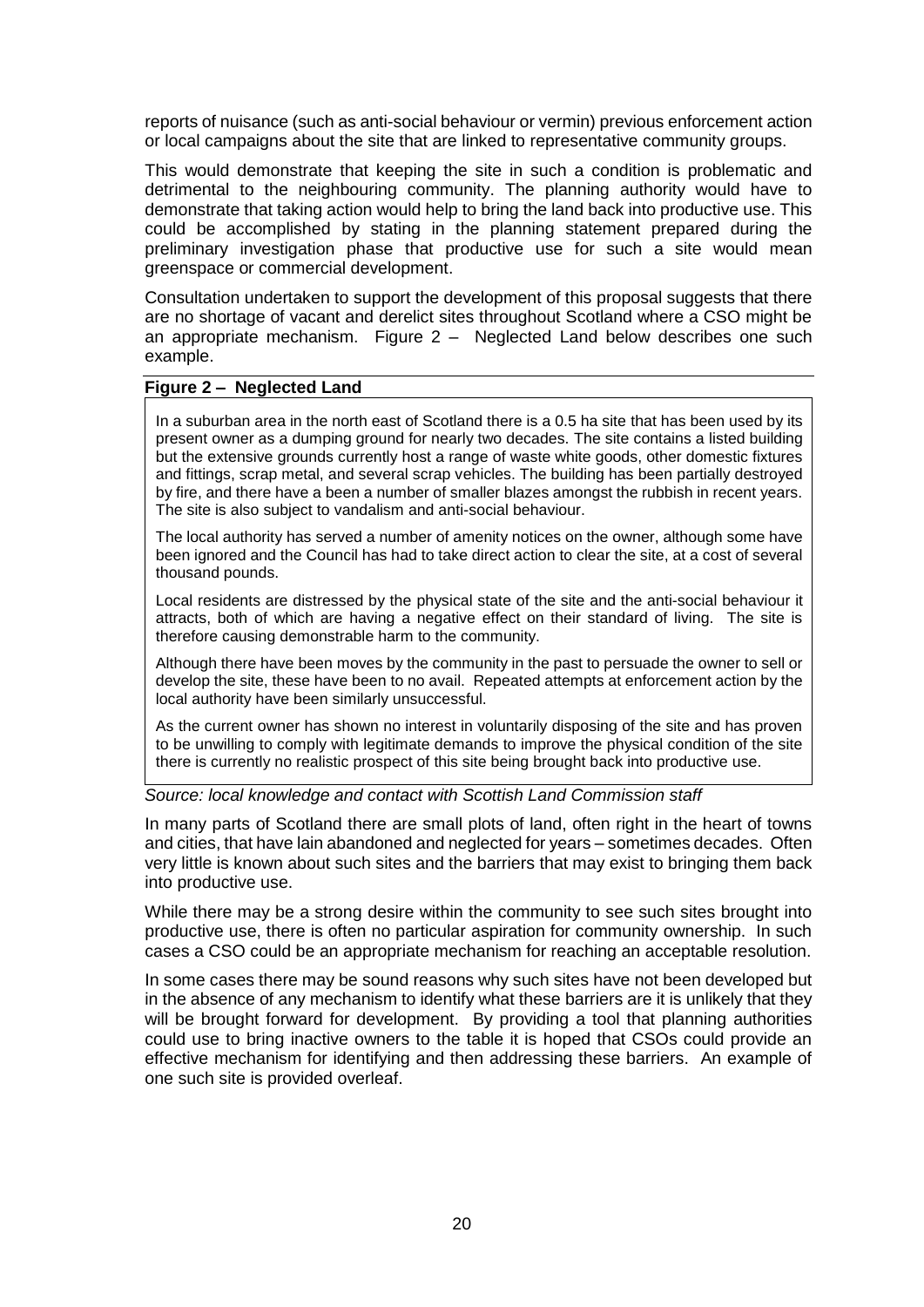reports of nuisance (such as anti-social behaviour or vermin) previous enforcement action or local campaigns about the site that are linked to representative community groups.

This would demonstrate that keeping the site in such a condition is problematic and detrimental to the neighbouring community. The planning authority would have to demonstrate that taking action would help to bring the land back into productive use. This could be accomplished by stating in the planning statement prepared during the preliminary investigation phase that productive use for such a site would mean greenspace or commercial development.

Consultation undertaken to support the development of this proposal suggests that there are no shortage of vacant and derelict sites throughout Scotland where a CSO might be an appropriate mechanism. Figure 2 – Neglected Land below describes one such example.

**Figure 2 – Neglected Land**

In a suburban area in the north east of Scotland there is a 0.5 ha site that has been used by its present owner as a dumping ground for nearly two decades. The site contains a listed building but the extensive grounds currently host a range of waste white goods, other domestic fixtures and fittings, scrap metal, and several scrap vehicles. The building has been partially destroyed by fire, and there have a been a number of smaller blazes amongst the rubbish in recent years. The site is also subject to vandalism and anti-social behaviour.

The local authority has served a number of amenity notices on the owner, although some have been ignored and the Council has had to take direct action to clear the site, at a cost of several thousand pounds.

Local residents are distressed by the physical state of the site and the anti-social behaviour it attracts, both of which are having a negative effect on their standard of living. The site is therefore causing demonstrable harm to the community.

Although there have been moves by the community in the past to persuade the owner to sell or develop the site, these have been to no avail. Repeated attempts at enforcement action by the local authority have been similarly unsuccessful.

As the current owner has shown no interest in voluntarily disposing of the site and has proven to be unwilling to comply with legitimate demands to improve the physical condition of the site there is currently no realistic prospect of this site being brought back into productive use.

*Source: local knowledge and contact with Scottish Land Commission staff*

In many parts of Scotland there are small plots of land, often right in the heart of towns and cities, that have lain abandoned and neglected for years – sometimes decades. Often very little is known about such sites and the barriers that may exist to bringing them back into productive use.

While there may be a strong desire within the community to see such sites brought into productive use, there is often no particular aspiration for community ownership. In such cases a CSO could be an appropriate mechanism for reaching an acceptable resolution.

In some cases there may be sound reasons why such sites have not been developed but in the absence of any mechanism to identify what these barriers are it is unlikely that they will be brought forward for development. By providing a tool that planning authorities could use to bring inactive owners to the table it is hoped that CSOs could provide an effective mechanism for identifying and then addressing these barriers. An example of one such site is provided overleaf.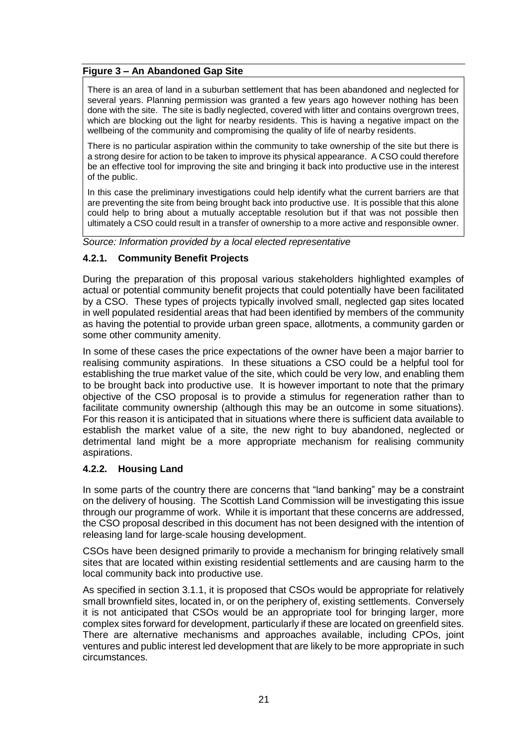**Figure 3 – An Abandoned Gap Site**

There is an area of land in a suburban settlement that has been abandoned and neglected for several years. Planning permission was granted a few years ago however nothing has been done with the site. The site is badly neglected, covered with litter and contains overgrown trees, which are blocking out the light for nearby residents. This is having a negative impact on the wellbeing of the community and compromising the quality of life of nearby residents.

There is no particular aspiration within the community to take ownership of the site but there is a strong desire for action to be taken to improve its physical appearance. A CSO could therefore be an effective tool for improving the site and bringing it back into productive use in the interest of the public.

In this case the preliminary investigations could help identify what the current barriers are that are preventing the site from being brought back into productive use. It is possible that this alone could help to bring about a mutually acceptable resolution but if that was not possible then ultimately a CSO could result in a transfer of ownership to a more active and responsible owner.

*Source: Information provided by a local elected representative*

### 4.2.1. Community Benefit Projects

During the preparation of this proposal various stakeholders highlighted examples of actual or potential community benefit projects that could potentially have been facilitated by a CSO. These types of projects typically involved small, neglected gap sites located in well populated residential areas that had been identified by members of the community as having the potential to provide urban green space, allotments, a community garden or some other community amenity.

In some of these cases the price expectations of the owner have been a major barrier to realising community aspirations. In these situations a CSO could be a helpful tool for establishing the true market value of the site, which could be very low, and enabling them to be brought back into productive use. It is however important to note that the primary objective of the CSO proposal is to provide a stimulus for regeneration rather than to facilitate community ownership (although this may be an outcome in some situations). For this reason it is anticipated that in situations where there is sufficient data available to establish the market value of a site, the new right to buy abandoned, neglected or detrimental land might be a more appropriate mechanism for realising community aspirations.

### 4.2.2. Housing Land

In some parts of the country there are concerns that "land banking" may be a constraint on the delivery of housing. The Scottish Land Commission will be investigating this issue through our programme of work. While it is important that these concerns are addressed, the CSO proposal described in this document has not been designed with the intention of releasing land for large-scale housing development.

CSOs have been designed primarily to provide a mechanism for bringing relatively small sites that are located within existing residential settlements and are causing harm to the local community back into productive use.

As specified in section 3.1.1, it is proposed that CSOs would be appropriate for relatively small brownfield sites, located in, or on the periphery of, existing settlements. Conversely it is not anticipated that CSOs would be an appropriate tool for bringing larger, more complex sites forward for development, particularly if these are located on greenfield sites. There are alternative mechanisms and approaches available, including CPOs, joint ventures and public interest led development that are likely to be more appropriate in such circumstances.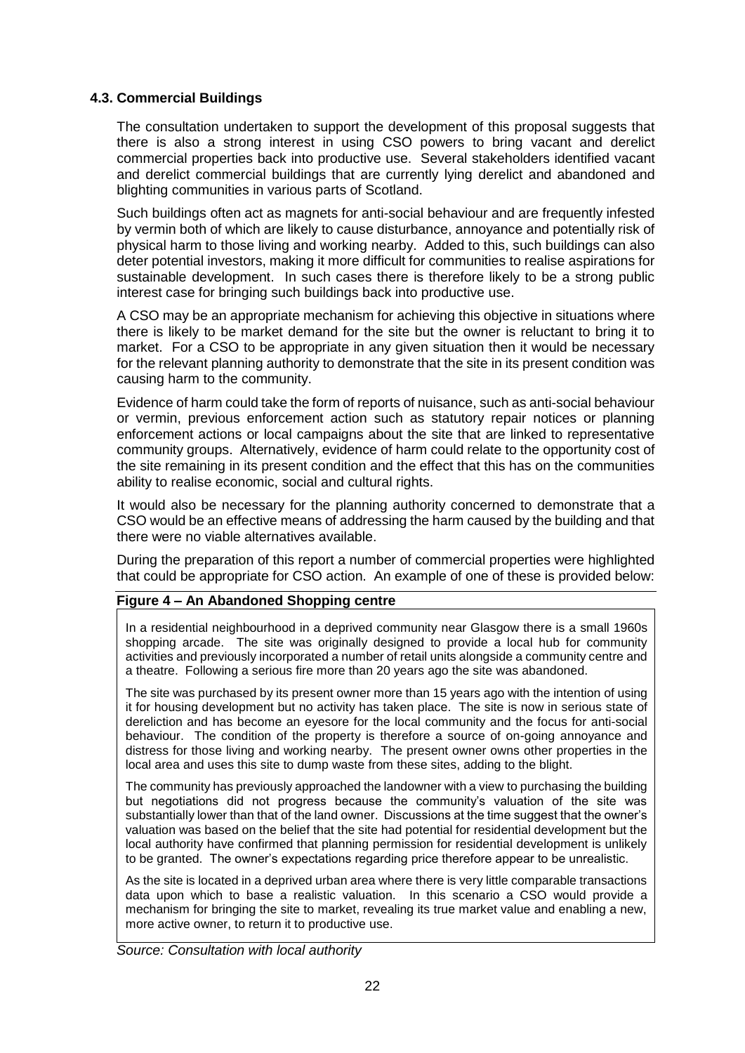### 4.3. Commercial Buildings

The consultation undertaken to support the development of this proposal suggests that there is also a strong interest in using CSO powers to bring vacant and derelict commercial properties back into productive use. Several stakeholders identified vacant and derelict commercial buildings that are currently lying derelict and abandoned and blighting communities in various parts of Scotland.

Such buildings often act as magnets for anti-social behaviour and are frequently infested by vermin both of which are likely to cause disturbance, annoyance and potentially risk of physical harm to those living and working nearby. Added to this, such buildings can also deter potential investors, making it more difficult for communities to realise aspirations for sustainable development. In such cases there is therefore likely to be a strong public interest case for bringing such buildings back into productive use.

A CSO may be an appropriate mechanism for achieving this objective in situations where there is likely to be market demand for the site but the owner is reluctant to bring it to market. For a CSO to be appropriate in any given situation then it would be necessary for the relevant planning authority to demonstrate that the site in its present condition was causing harm to the community.

Evidence of harm could take the form of reports of nuisance, such as anti-social behaviour or vermin, previous enforcement action such as statutory repair notices or planning enforcement actions or local campaigns about the site that are linked to representative community groups. Alternatively, evidence of harm could relate to the opportunity cost of the site remaining in its present condition and the effect that this has on the communities ability to realise economic, social and cultural rights.

It would also be necessary for the planning authority concerned to demonstrate that a CSO would be an effective means of addressing the harm caused by the building and that there were no viable alternatives available.

During the preparation of this report a number of commercial properties were highlighted that could be appropriate for CSO action. An example of one of these is provided below:

**Figure 4 – An Abandoned Shopping centre**

In a residential neighbourhood in a deprived community near Glasgow there is a small 1960s shopping arcade. The site was originally designed to provide a local hub for community activities and previously incorporated a number of retail units alongside a community centre and a theatre. Following a serious fire more than 20 years ago the site was abandoned.

The site was purchased by its present owner more than 15 years ago with the intention of using it for housing development but no activity has taken place. The site is now in serious state of dereliction and has become an eyesore for the local community and the focus for anti-social behaviour. The condition of the property is therefore a source of on-going annoyance and distress for those living and working nearby. The present owner owns other properties in the local area and uses this site to dump waste from these sites, adding to the blight.

The community has previously approached the landowner with a view to purchasing the building but negotiations did not progress because the community's valuation of the site was substantially lower than that of the land owner. Discussions at the time suggest that the owner's valuation was based on the belief that the site had potential for residential development but the local authority have confirmed that planning permission for residential development is unlikely to be granted. The owner's expectations regarding price therefore appear to be unrealistic.

As the site is located in a deprived urban area where there is very little comparable transactions data upon which to base a realistic valuation. In this scenario a CSO would provide a mechanism for bringing the site to market, revealing its true market value and enabling a new, more active owner, to return it to productive use.

*Source: Consultation with local authority*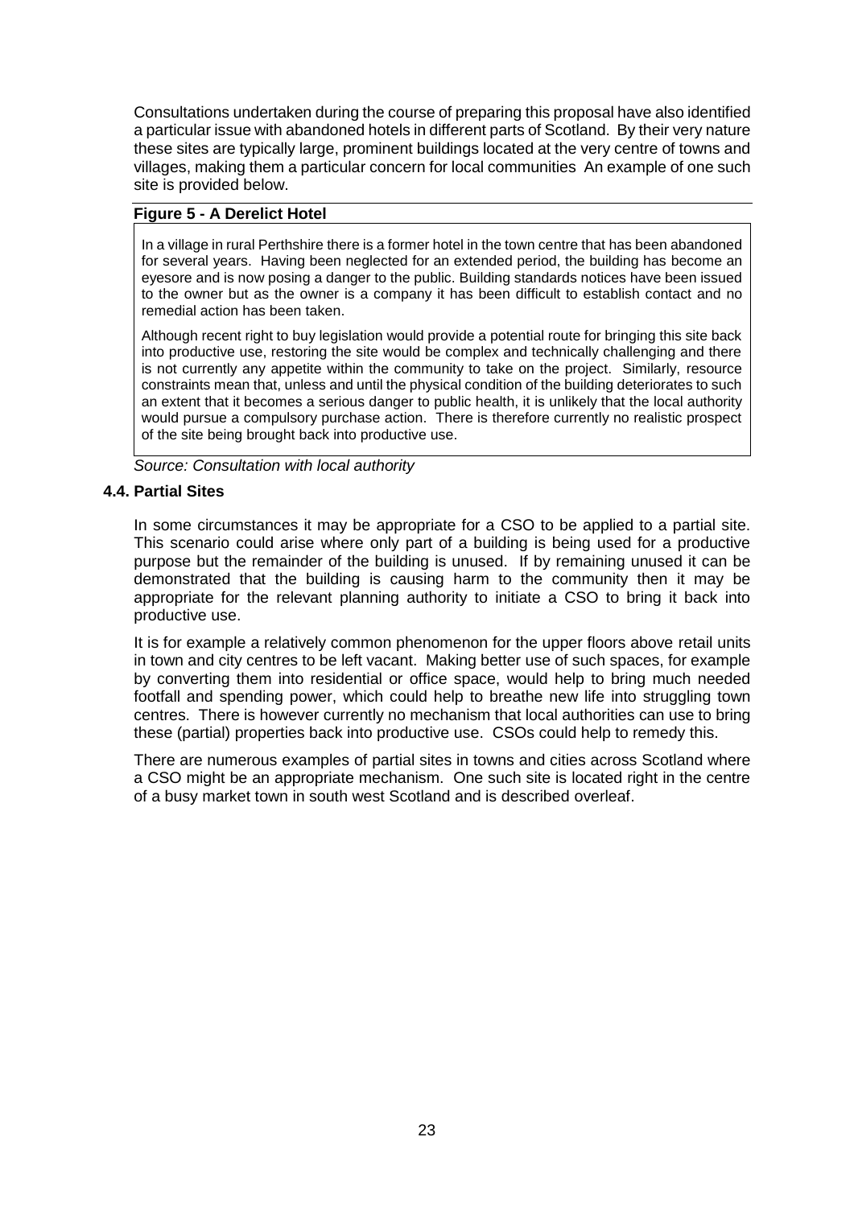Consultations undertaken during the course of preparing this proposal have also identified a particular issue with abandoned hotels in different parts of Scotland. By their very nature these sites are typically large, prominent buildings located at the very centre of towns and villages, making them a particular concern for local communities An example of one such site is provided below.

**Figure 5 - A Derelict Hotel**

In a village in rural Perthshire there is a former hotel in the town centre that has been abandoned for several years. Having been neglected for an extended period, the building has become an eyesore and is now posing a danger to the public. Building standards notices have been issued to the owner but as the owner is a company it has been difficult to establish contact and no remedial action has been taken.

Although recent right to buy legislation would provide a potential route for bringing this site back into productive use, restoring the site would be complex and technically challenging and there is not currently any appetite within the community to take on the project. Similarly, resource constraints mean that, unless and until the physical condition of the building deteriorates to such an extent that it becomes a serious danger to public health, it is unlikely that the local authority would pursue a compulsory purchase action. There is therefore currently no realistic prospect of the site being brought back into productive use.

*Source: Consultation with local authority*

### 4.4. Partial Sites

In some circumstances it may be appropriate for a CSO to be applied to a partial site. This scenario could arise where only part of a building is being used for a productive purpose but the remainder of the building is unused. If by remaining unused it can be demonstrated that the building is causing harm to the community then it may be appropriate for the relevant planning authority to initiate a CSO to bring it back into productive use.

It is for example a relatively common phenomenon for the upper floors above retail units in town and city centres to be left vacant. Making better use of such spaces, for example by converting them into residential or office space, would help to bring much needed footfall and spending power, which could help to breathe new life into struggling town centres. There is however currently no mechanism that local authorities can use to bring these (partial) properties back into productive use. CSOs could help to remedy this.

There are numerous examples of partial sites in towns and cities across Scotland where a CSO might be an appropriate mechanism. One such site is located right in the centre of a busy market town in south west Scotland and is described overleaf.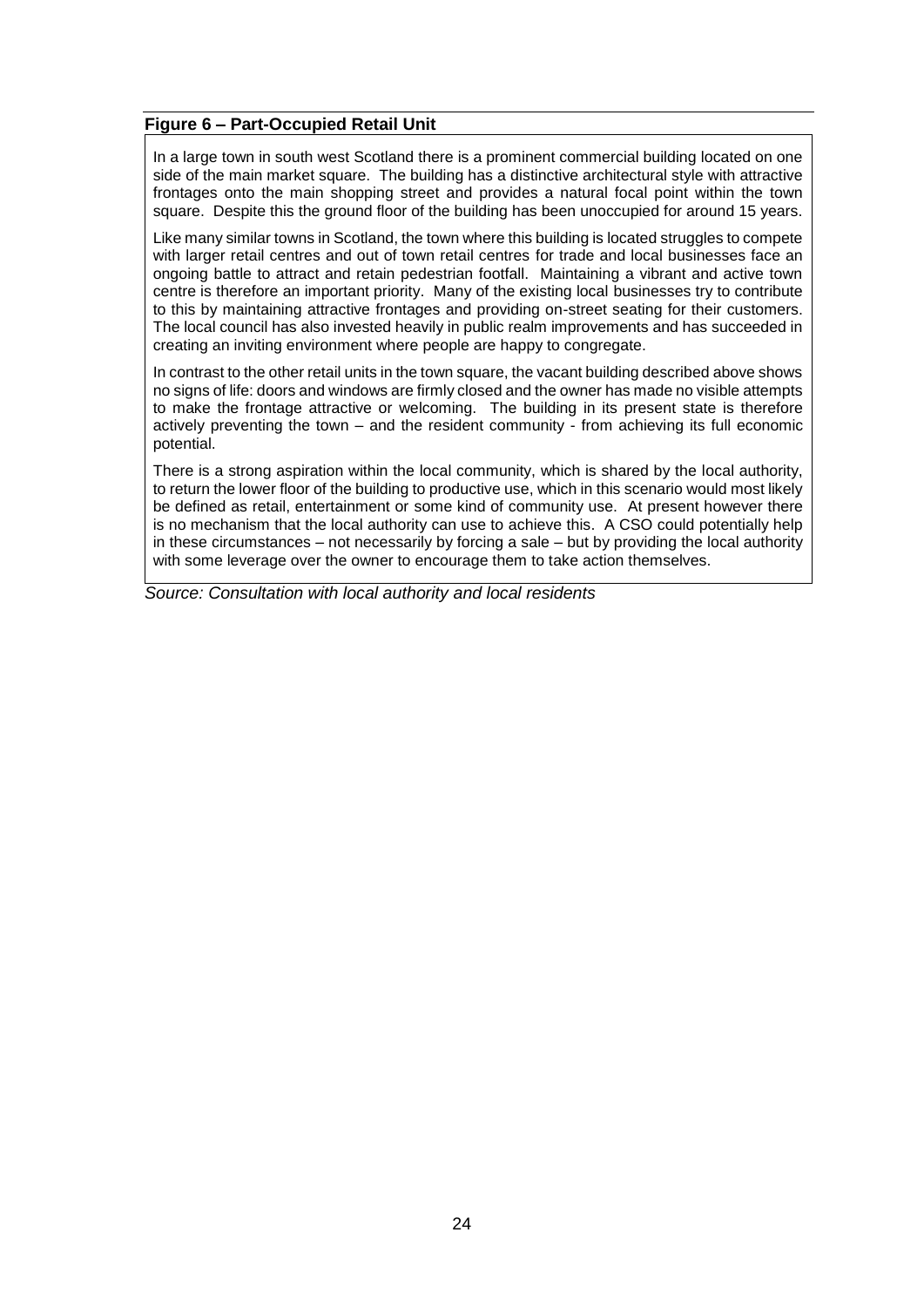**Figure 6 – Part-Occupied Retail Unit**

In a large town in south west Scotland there is a prominent commercial building located on one side of the main market square. The building has a distinctive architectural style with attractive frontages onto the main shopping street and provides a natural focal point within the town square. Despite this the ground floor of the building has been unoccupied for around 15 years.

Like many similar towns in Scotland, the town where this building is located struggles to compete with larger retail centres and out of town retail centres for trade and local businesses face an ongoing battle to attract and retain pedestrian footfall. Maintaining a vibrant and active town centre is therefore an important priority. Many of the existing local businesses try to contribute to this by maintaining attractive frontages and providing on-street seating for their customers. The local council has also invested heavily in public realm improvements and has succeeded in creating an inviting environment where people are happy to congregate.

In contrast to the other retail units in the town square, the vacant building described above shows no signs of life: doors and windows are firmly closed and the owner has made no visible attempts to make the frontage attractive or welcoming. The building in its present state is therefore actively preventing the town – and the resident community - from achieving its full economic potential.

There is a strong aspiration within the local community, which is shared by the local authority, to return the lower floor of the building to productive use, which in this scenario would most likely be defined as retail, entertainment or some kind of community use. At present however there is no mechanism that the local authority can use to achieve this. A CSO could potentially help in these circumstances – not necessarily by forcing a sale – but by providing the local authority with some leverage over the owner to encourage them to take action themselves.

*Source: Consultation with local authority and local residents*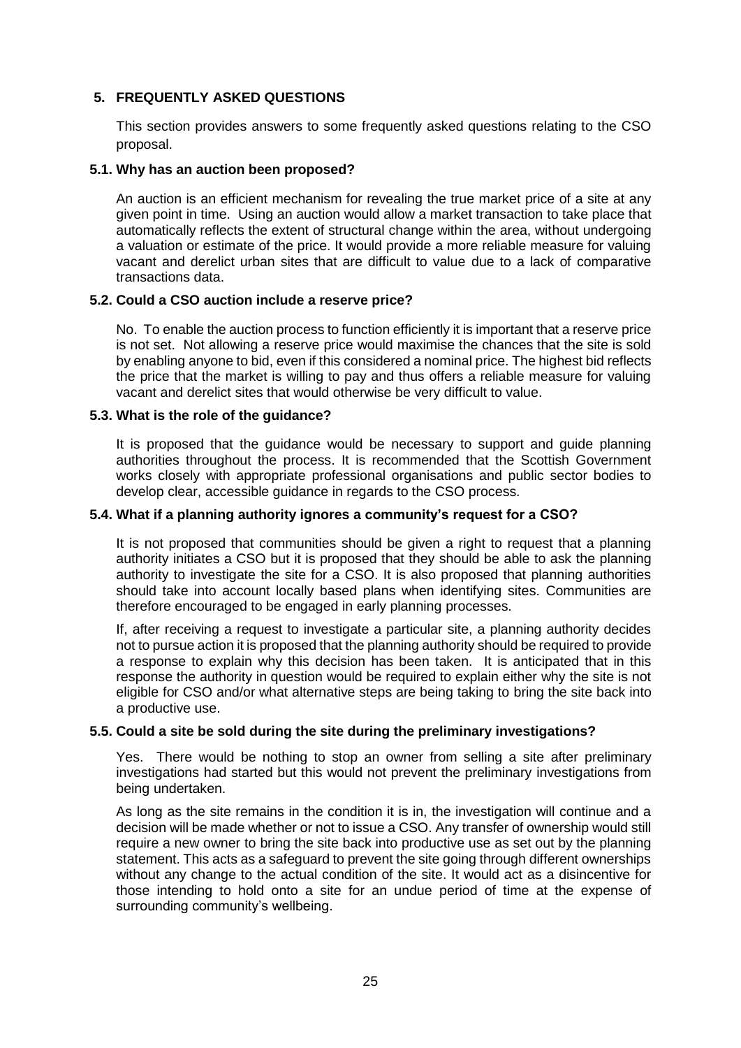## 5. FREQUENTLY ASKED QUESTIONS

This section provides answers to some frequently asked questions relating to the CSO proposal.

### 5.1. Why has an auction been proposed?

An auction is an efficient mechanism for revealing the true market price of a site at any given point in time. Using an auction would allow a market transaction to take place that automatically reflects the extent of structural change within the area, without undergoing a valuation or estimate of the price. It would provide a more reliable measure for valuing vacant and derelict urban sites that are difficult to value due to a lack of comparative transactions data.

### 5.2. Could a CSO auction include a reserve price?

No. To enable the auction process to function efficiently it is important that a reserve price is not set. Not allowing a reserve price would maximise the chances that the site is sold by enabling anyone to bid, even if this considered a nominal price. The highest bid reflects the price that the market is willing to pay and thus offers a reliable measure for valuing vacant and derelict sites that would otherwise be very difficult to value.

### 5.3. What is the role of the guidance?

It is proposed that the guidance would be necessary to support and guide planning authorities throughout the process. It is recommended that the Scottish Government works closely with appropriate professional organisations and public sector bodies to develop clear, accessible guidance in regards to the CSO process.

### 5.4. What if a planning authority ignores a community's request for a CSO?

It is not proposed that communities should be given a right to request that a planning authority initiates a CSO but it is proposed that they should be able to ask the planning authority to investigate the site for a CSO. It is also proposed that planning authorities should take into account locally based plans when identifying sites. Communities are therefore encouraged to be engaged in early planning processes.

If, after receiving a request to investigate a particular site, a planning authority decides not to pursue action it is proposed that the planning authority should be required to provide a response to explain why this decision has been taken. It is anticipated that in this response the authority in question would be required to explain either why the site is not eligible for CSO and/or what alternative steps are being taking to bring the site back into a productive use.

### 5.5. Could a site be sold during the site during the preliminary investigations?

Yes. There would be nothing to stop an owner from selling a site after preliminary investigations had started but this would not prevent the preliminary investigations from being undertaken.

As long as the site remains in the condition it is in, the investigation will continue and a decision will be made whether or not to issue a CSO. Any transfer of ownership would still require a new owner to bring the site back into productive use as set out by the planning statement. This acts as a safeguard to prevent the site going through different ownerships without any change to the actual condition of the site. It would act as a disincentive for those intending to hold onto a site for an undue period of time at the expense of surrounding community's wellbeing.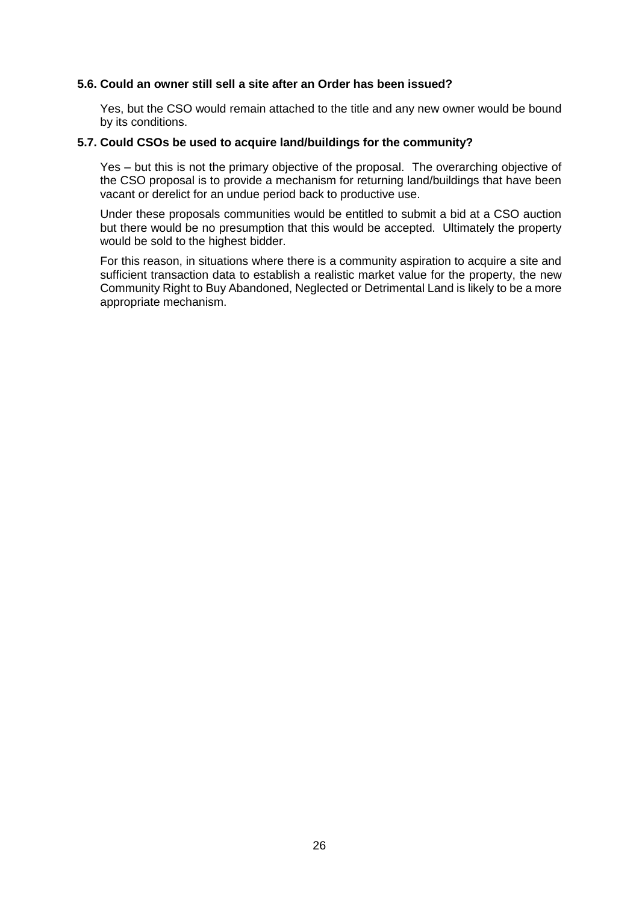### 5.6. Could an owner still sell a site after an Order has been issued?

Yes, but the CSO would remain attached to the title and any new owner would be bound by its conditions.

### 5.7. Could CSOs be used to acquire land/buildings for the community?

Yes – but this is not the primary objective of the proposal. The overarching objective of the CSO proposal is to provide a mechanism for returning land/buildings that have been vacant or derelict for an undue period back to productive use.

Under these proposals communities would be entitled to submit a bid at a CSO auction but there would be no presumption that this would be accepted. Ultimately the property would be sold to the highest bidder.

For this reason, in situations where there is a community aspiration to acquire a site and sufficient transaction data to establish a realistic market value for the property, the new Community Right to Buy Abandoned, Neglected or Detrimental Land is likely to be a more appropriate mechanism.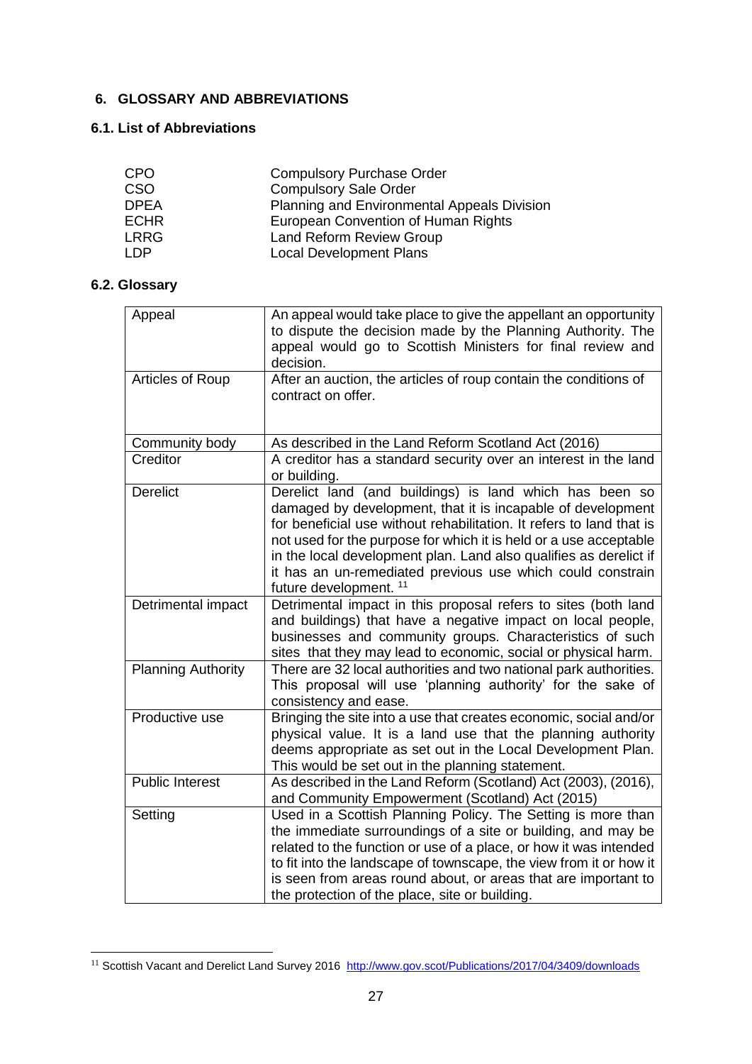## 6. GLOSSARY AND ABBREVIATIONS

### 6.1. List of Abbreviations

| | |
|---|---|
| CPO | Compulsory Purchase Order |
| CSO | Compulsory Sale Order |
| DPEA | Planning and Environmental Appeals Division |
| ECHR | European Convention of Human Rights |
| LRRG | Land Reform Review Group |
| LDP | Local Development Plans |

### 6.2. Glossary

| | |
|---|---|
| Appeal | An appeal would take place to give the appellant an opportunity to dispute the decision made by the Planning Authority. The appeal would go to Scottish Ministers for final review and decision. |
| Articles of Roup | After an auction, the articles of roup contain the conditions of contract on offer. |
| Community body | As described in the Land Reform Scotland Act (2016) |
| Creditor | A creditor has a standard security over an interest in the land or building. |
| Derelict | Derelict land (and buildings) is land which has been so damaged by development, that it is incapable of development for beneficial use without rehabilitation. It refers to land that is not used for the purpose for which it is held or a use acceptable in the local development plan. Land also qualifies as derelict if it has an un-remediated previous use which could constrain future development. [11] |
| Detrimental impact | Detrimental impact in this proposal refers to sites (both land and buildings) that have a negative impact on local people, businesses and community groups. Characteristics of such sites that they may lead to economic, social or physical harm. |
| Planning Authority | There are 32 local authorities and two national park authorities. This proposal will use 'planning authority' for the sake of consistency and ease. |
| Productive use | Bringing the site into a use that creates economic, social and/or physical value. It is a land use that the planning authority deems appropriate as set out in the Local Development Plan. This would be set out in the planning statement. |
| Public Interest | As described in the Land Reform (Scotland) Act (2003), (2016), and Community Empowerment (Scotland) Act (2015) |
| Setting | Used in a Scottish Planning Policy. The Setting is more than the immediate surroundings of a site or building, and may be related to the function or use of a place, or how it was intended to fit into the landscape of townscape, the view from it or how it is seen from areas round about, or areas that are important to the protection of the place, site or building. |

[11] Scottish Vacant and Derelict Land Survey 2016 http://www.gov.scot/Publications/2017/04/3409/downloads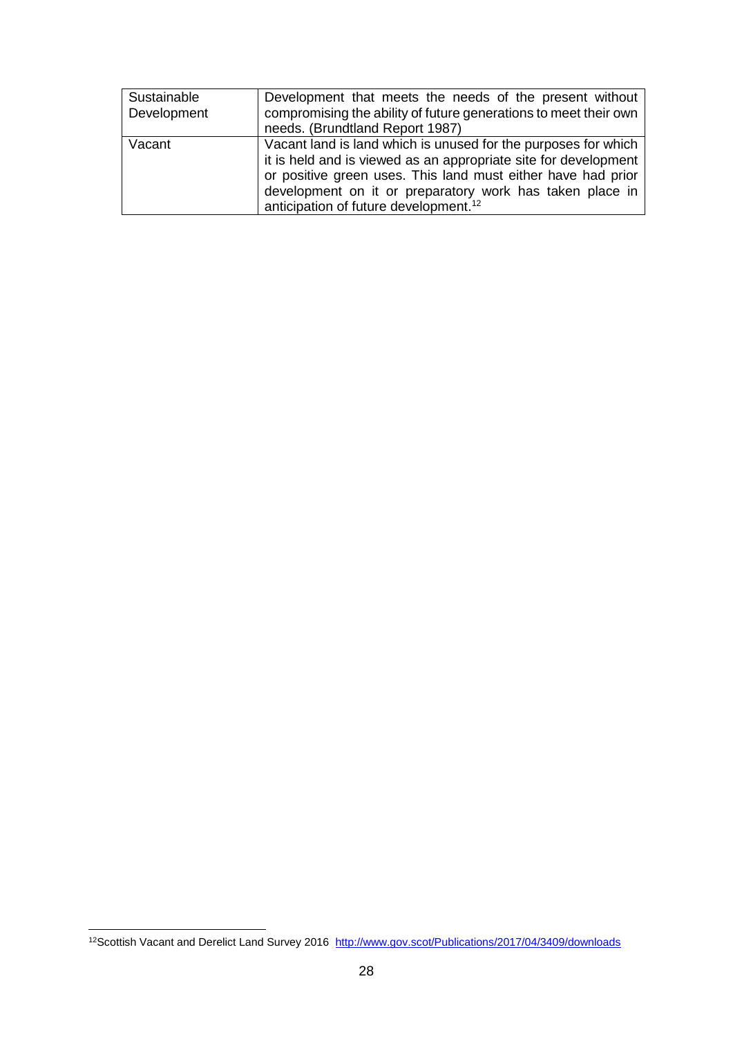| | |
|---|---|
| Sustainable Development | Development that meets the needs of the present without compromising the ability of future generations to meet their own needs. (Brundtland Report 1987) |
| Vacant | Vacant land is land which is unused for the purposes for which it is held and is viewed as an appropriate site for development or positive green uses. This land must either have had prior development on it or preparatory work has taken place in anticipation of future development.[12] |

[12] Scottish Vacant and Derelict Land Survey 2016 http://www.gov.scot/Publications/2017/04/3409/downloads